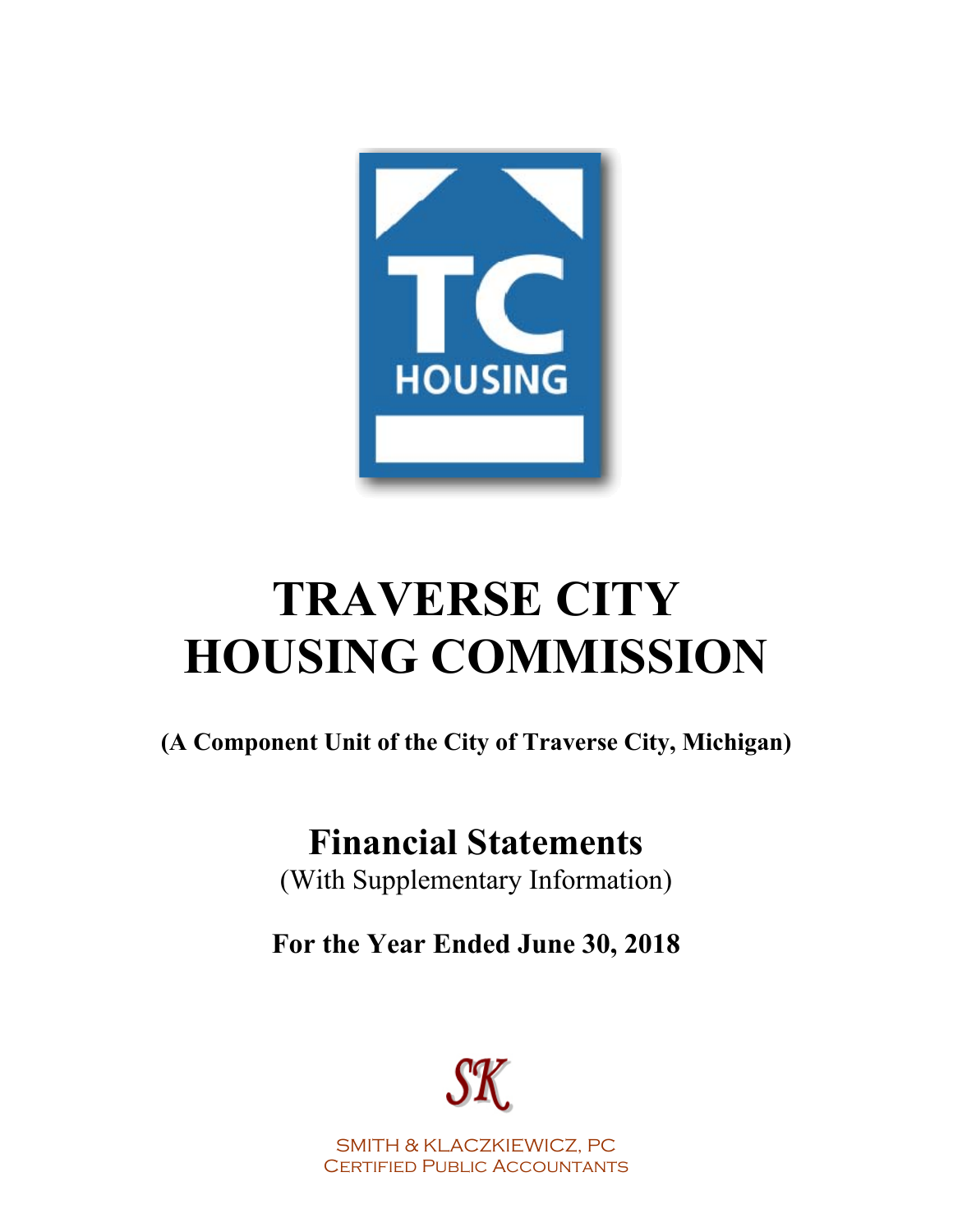TC HOUSING

# TRAVERSE CITY HOUSING COMMISSION

**(A Component Unit of the City of Traverse City, Michigan)**

## Financial Statements

(With Supplementary Information)

**For the Year Ended June 30, 2018**

SK

SMITH & KLACZKIEWICZ, PC
CERTIFIED PUBLIC ACCOUNTANTS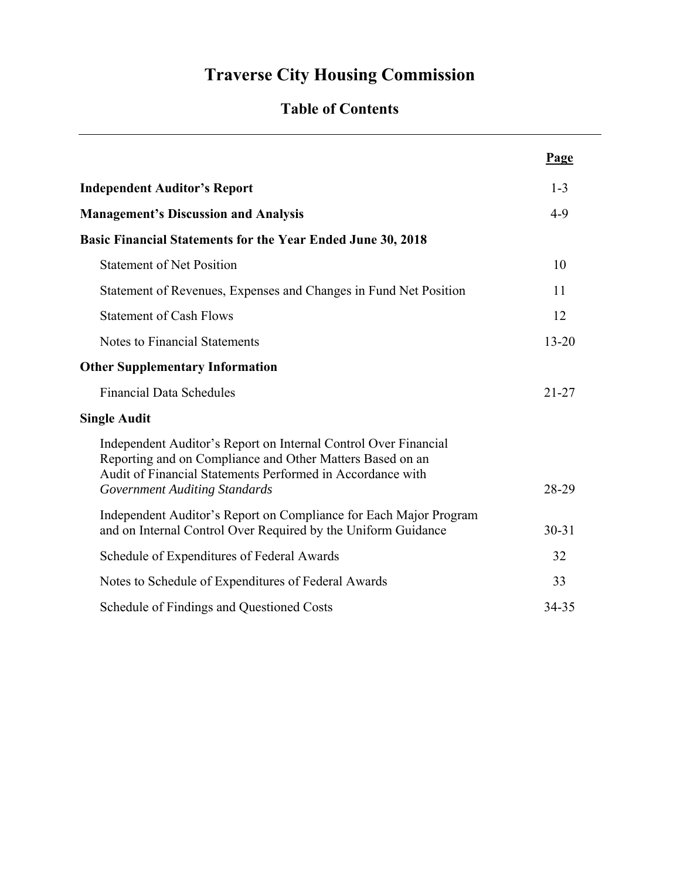# Traverse City Housing Commission

## Table of Contents

| | Page |
|---|---|
| **Independent Auditor's Report** | 1-3 |
| **Management's Discussion and Analysis** | 4-9 |
| **Basic Financial Statements for the Year Ended June 30, 2018** | |
| Statement of Net Position | 10 |
| Statement of Revenues, Expenses and Changes in Fund Net Position | 11 |
| Statement of Cash Flows | 12 |
| Notes to Financial Statements | 13-20 |
| **Other Supplementary Information** | |
| Financial Data Schedules | 21-27 |
| **Single Audit** | |
| Independent Auditor's Report on Internal Control Over Financial Reporting and on Compliance and Other Matters Based on an Audit of Financial Statements Performed in Accordance with *Government Auditing Standards* | 28-29 |
| Independent Auditor's Report on Compliance for Each Major Program and on Internal Control Over Required by the Uniform Guidance | 30-31 |
| Schedule of Expenditures of Federal Awards | 32 |
| Notes to Schedule of Expenditures of Federal Awards | 33 |
| Schedule of Findings and Questioned Costs | 34-35 |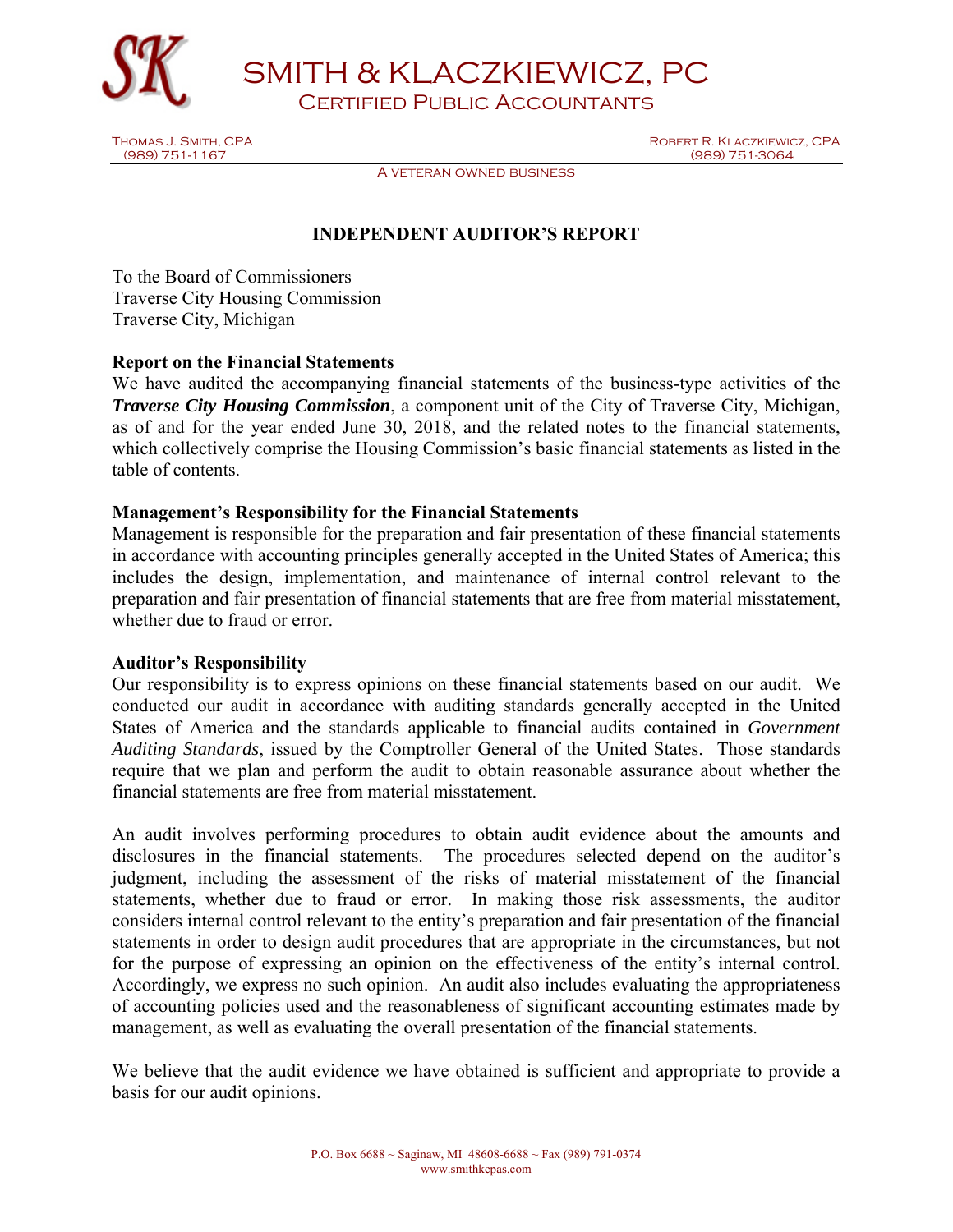# SMITH & KLACZKIEWICZ, PC

Certified Public Accountants

Thomas J. Smith, CPA (989) 751-1167

Robert R. Klaczkiewicz, CPA (989) 751-3064

A veteran owned business

## INDEPENDENT AUDITOR'S REPORT

To the Board of Commissioners
Traverse City Housing Commission
Traverse City, Michigan

**Report on the Financial Statements**

We have audited the accompanying financial statements of the business-type activities of the ***Traverse City Housing Commission***, a component unit of the City of Traverse City, Michigan, as of and for the year ended June 30, 2018, and the related notes to the financial statements, which collectively comprise the Housing Commission's basic financial statements as listed in the table of contents.

**Management's Responsibility for the Financial Statements**

Management is responsible for the preparation and fair presentation of these financial statements in accordance with accounting principles generally accepted in the United States of America; this includes the design, implementation, and maintenance of internal control relevant to the preparation and fair presentation of financial statements that are free from material misstatement, whether due to fraud or error.

**Auditor's Responsibility**

Our responsibility is to express opinions on these financial statements based on our audit. We conducted our audit in accordance with auditing standards generally accepted in the United States of America and the standards applicable to financial audits contained in *Government Auditing Standards*, issued by the Comptroller General of the United States. Those standards require that we plan and perform the audit to obtain reasonable assurance about whether the financial statements are free from material misstatement.

An audit involves performing procedures to obtain audit evidence about the amounts and disclosures in the financial statements. The procedures selected depend on the auditor's judgment, including the assessment of the risks of material misstatement of the financial statements, whether due to fraud or error. In making those risk assessments, the auditor considers internal control relevant to the entity's preparation and fair presentation of the financial statements in order to design audit procedures that are appropriate in the circumstances, but not for the purpose of expressing an opinion on the effectiveness of the entity's internal control. Accordingly, we express no such opinion. An audit also includes evaluating the appropriateness of accounting policies used and the reasonableness of significant accounting estimates made by management, as well as evaluating the overall presentation of the financial statements.

We believe that the audit evidence we have obtained is sufficient and appropriate to provide a basis for our audit opinions.

P.O. Box 6688 ~ Saginaw, MI 48608-6688 ~ Fax (989) 791-0374
www.smithkcpas.com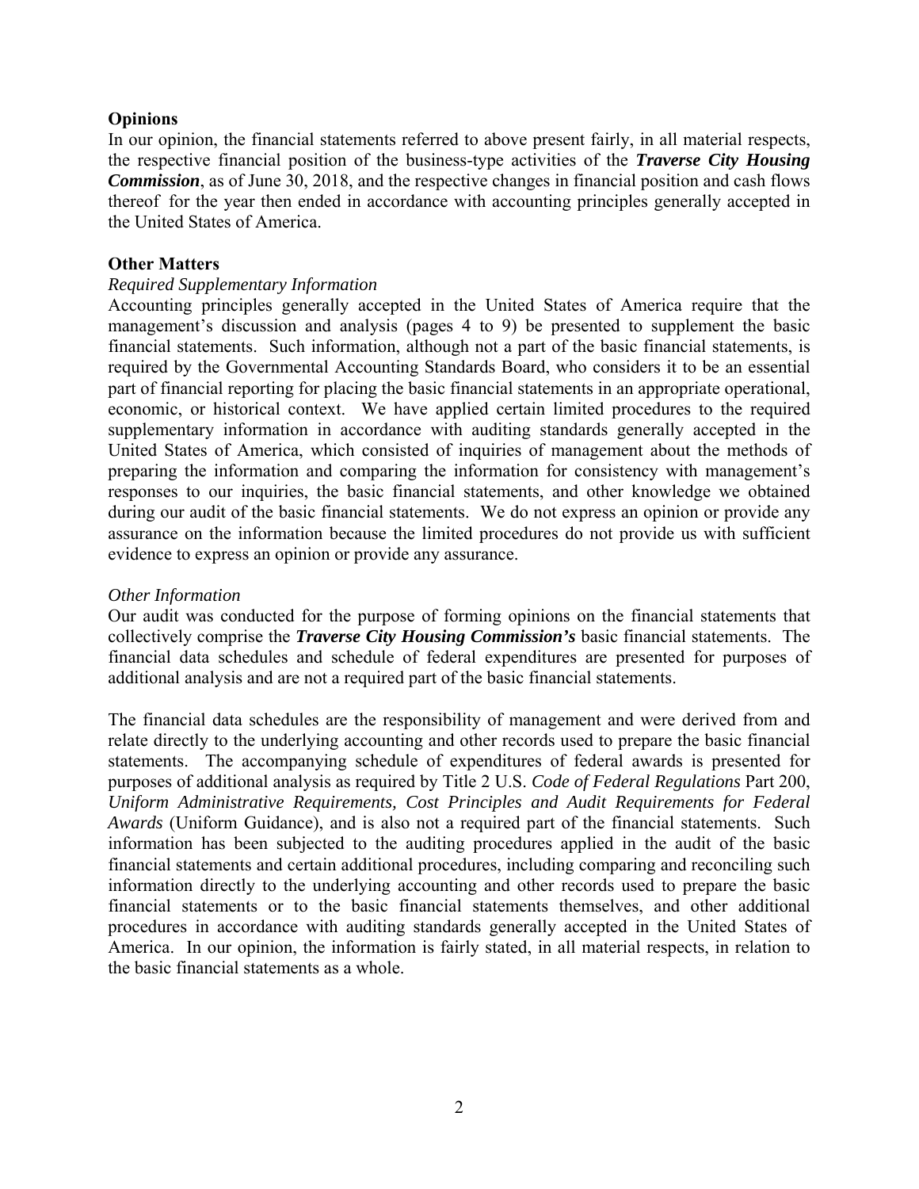**Opinions**

In our opinion, the financial statements referred to above present fairly, in all material respects, the respective financial position of the business-type activities of the ***Traverse City Housing Commission***, as of June 30, 2018, and the respective changes in financial position and cash flows thereof for the year then ended in accordance with accounting principles generally accepted in the United States of America.

**Other Matters**

*Required Supplementary Information*

Accounting principles generally accepted in the United States of America require that the management's discussion and analysis (pages 4 to 9) be presented to supplement the basic financial statements. Such information, although not a part of the basic financial statements, is required by the Governmental Accounting Standards Board, who considers it to be an essential part of financial reporting for placing the basic financial statements in an appropriate operational, economic, or historical context. We have applied certain limited procedures to the required supplementary information in accordance with auditing standards generally accepted in the United States of America, which consisted of inquiries of management about the methods of preparing the information and comparing the information for consistency with management's responses to our inquiries, the basic financial statements, and other knowledge we obtained during our audit of the basic financial statements. We do not express an opinion or provide any assurance on the information because the limited procedures do not provide us with sufficient evidence to express an opinion or provide any assurance.

*Other Information*

Our audit was conducted for the purpose of forming opinions on the financial statements that collectively comprise the ***Traverse City Housing Commission's*** basic financial statements. The financial data schedules and schedule of federal expenditures are presented for purposes of additional analysis and are not a required part of the basic financial statements.

The financial data schedules are the responsibility of management and were derived from and relate directly to the underlying accounting and other records used to prepare the basic financial statements. The accompanying schedule of expenditures of federal awards is presented for purposes of additional analysis as required by Title 2 U.S. *Code of Federal Regulations* Part 200, *Uniform Administrative Requirements, Cost Principles and Audit Requirements for Federal Awards* (Uniform Guidance), and is also not a required part of the financial statements. Such information has been subjected to the auditing procedures applied in the audit of the basic financial statements and certain additional procedures, including comparing and reconciling such information directly to the underlying accounting and other records used to prepare the basic financial statements or to the basic financial statements themselves, and other additional procedures in accordance with auditing standards generally accepted in the United States of America. In our opinion, the information is fairly stated, in all material respects, in relation to the basic financial statements as a whole.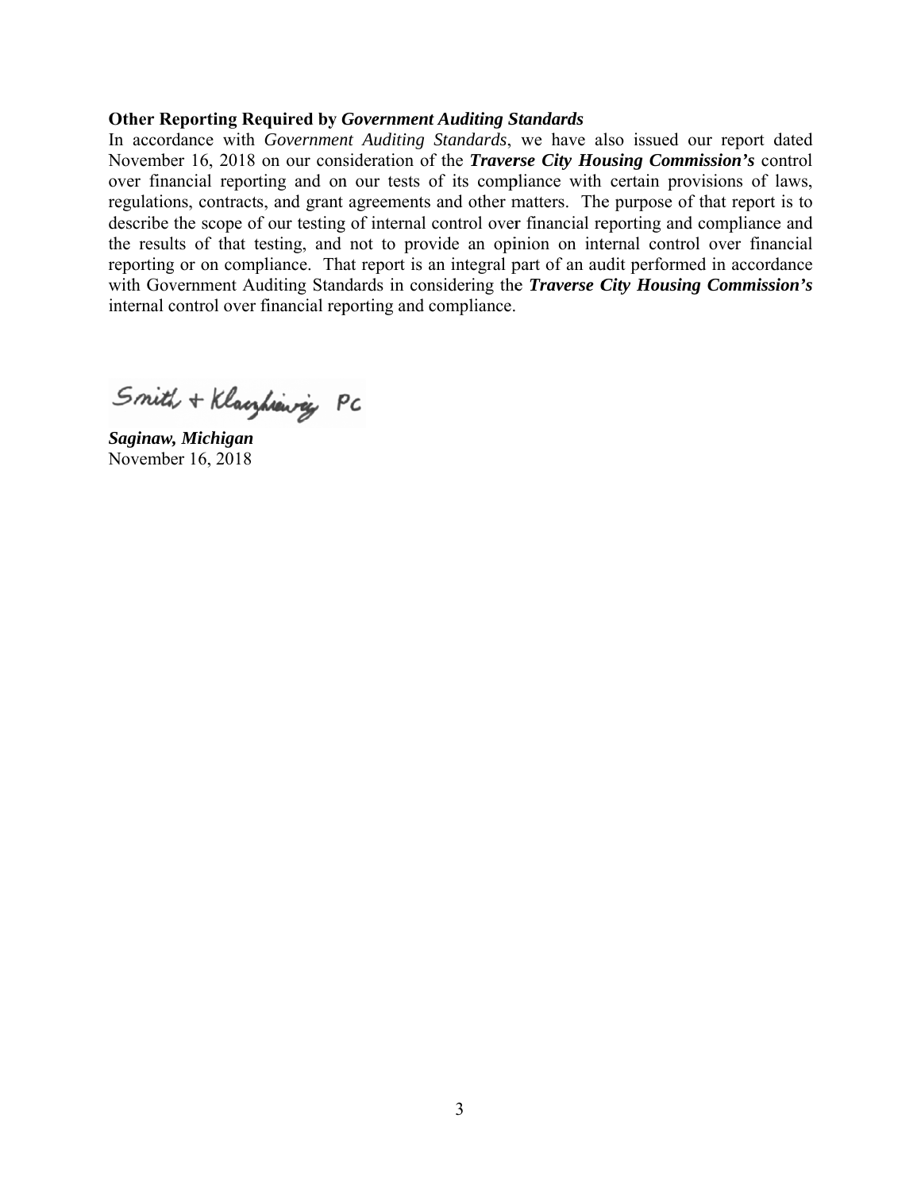**Other Reporting Required by *Government Auditing Standards***

In accordance with *Government Auditing Standards*, we have also issued our report dated November 16, 2018 on our consideration of the ***Traverse City Housing Commission's*** control over financial reporting and on our tests of its compliance with certain provisions of laws, regulations, contracts, and grant agreements and other matters. The purpose of that report is to describe the scope of our testing of internal control over financial reporting and compliance and the results of that testing, and not to provide an opinion on internal control over financial reporting or on compliance. That report is an integral part of an audit performed in accordance with Government Auditing Standards in considering the ***Traverse City Housing Commission's*** internal control over financial reporting and compliance.

Smith + Klaczkiewicz PC

***Saginaw, Michigan***
November 16, 2018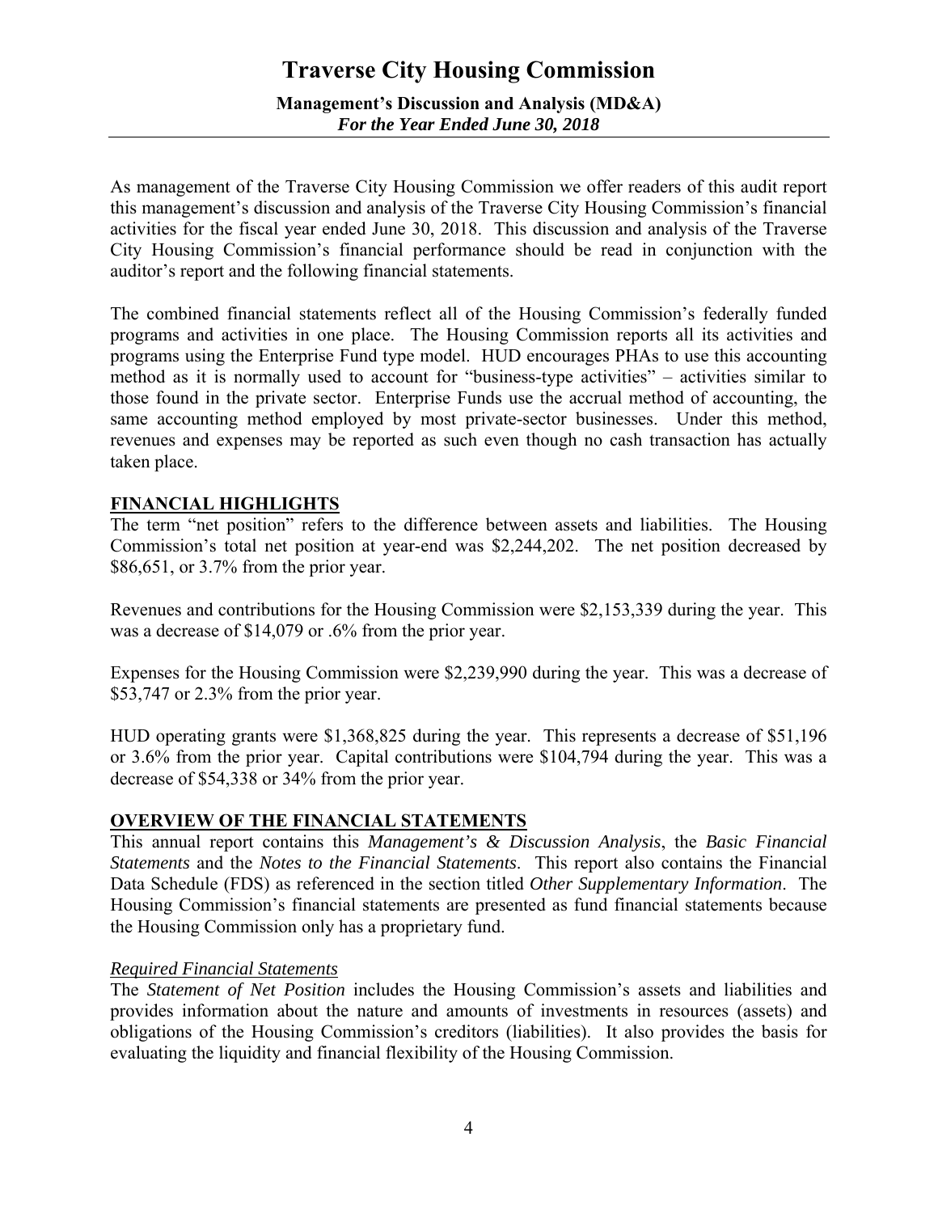# Traverse City Housing Commission

**Management's Discussion and Analysis (MD&A)**
***For the Year Ended June 30, 2018***

As management of the Traverse City Housing Commission we offer readers of this audit report this management's discussion and analysis of the Traverse City Housing Commission's financial activities for the fiscal year ended June 30, 2018. This discussion and analysis of the Traverse City Housing Commission's financial performance should be read in conjunction with the auditor's report and the following financial statements.

The combined financial statements reflect all of the Housing Commission's federally funded programs and activities in one place. The Housing Commission reports all its activities and programs using the Enterprise Fund type model. HUD encourages PHAs to use this accounting method as it is normally used to account for "business-type activities" – activities similar to those found in the private sector. Enterprise Funds use the accrual method of accounting, the same accounting method employed by most private-sector businesses. Under this method, revenues and expenses may be reported as such even though no cash transaction has actually taken place.

## FINANCIAL HIGHLIGHTS

The term "net position" refers to the difference between assets and liabilities. The Housing Commission's total net position at year-end was $2,244,202. The net position decreased by $86,651, or 3.7% from the prior year.

Revenues and contributions for the Housing Commission were $2,153,339 during the year. This was a decrease of $14,079 or .6% from the prior year.

Expenses for the Housing Commission were $2,239,990 during the year. This was a decrease of $53,747 or 2.3% from the prior year.

HUD operating grants were $1,368,825 during the year. This represents a decrease of $51,196 or 3.6% from the prior year. Capital contributions were $104,794 during the year. This was a decrease of $54,338 or 34% from the prior year.

## OVERVIEW OF THE FINANCIAL STATEMENTS

This annual report contains this *Management's & Discussion Analysis*, the *Basic Financial Statements* and the *Notes to the Financial Statements*. This report also contains the Financial Data Schedule (FDS) as referenced in the section titled *Other Supplementary Information*. The Housing Commission's financial statements are presented as fund financial statements because the Housing Commission only has a proprietary fund.

### *Required Financial Statements*

The *Statement of Net Position* includes the Housing Commission's assets and liabilities and provides information about the nature and amounts of investments in resources (assets) and obligations of the Housing Commission's creditors (liabilities). It also provides the basis for evaluating the liquidity and financial flexibility of the Housing Commission.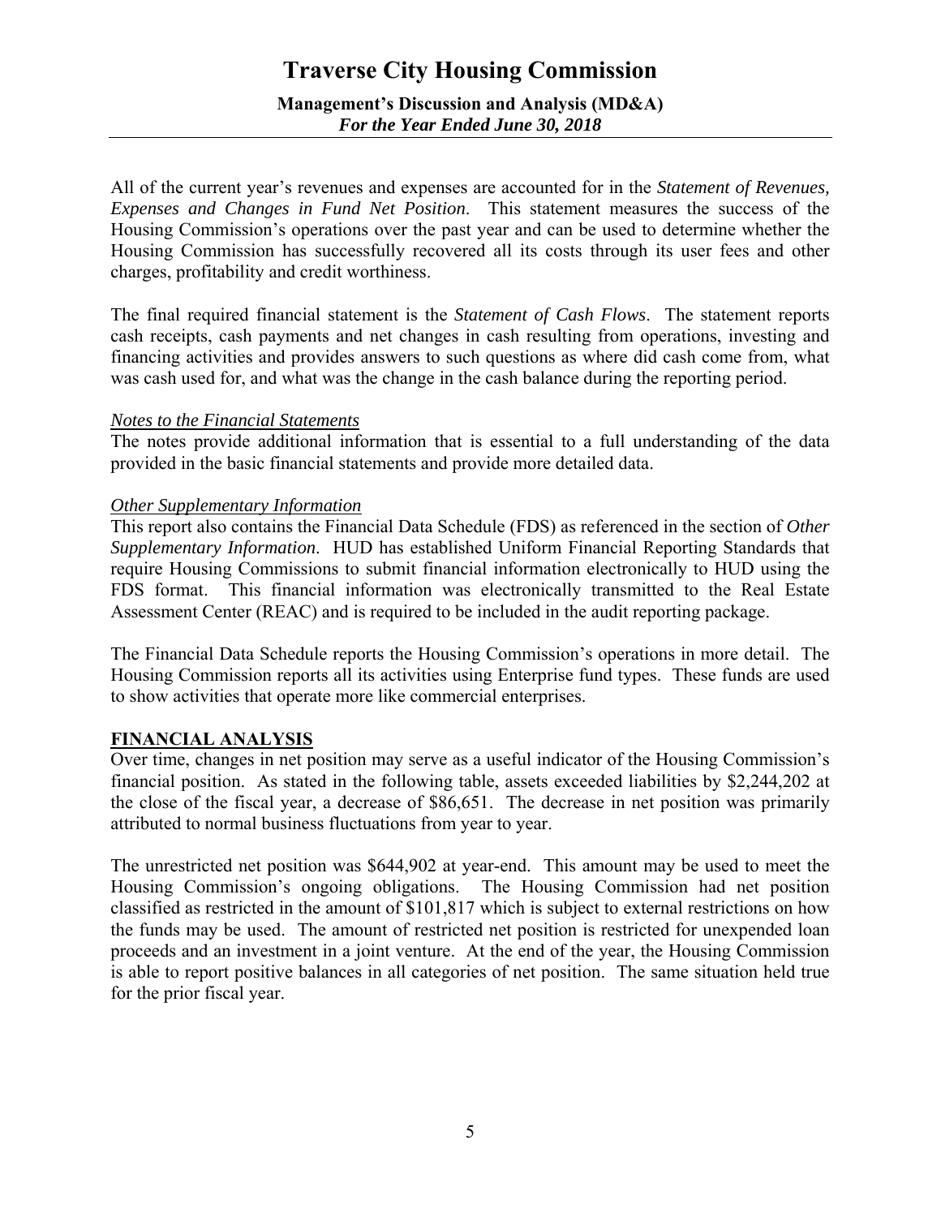All of the current year's revenues and expenses are accounted for in the *Statement of Revenues, Expenses and Changes in Fund Net Position*. This statement measures the success of the Housing Commission's operations over the past year and can be used to determine whether the Housing Commission has successfully recovered all its costs through its user fees and other charges, profitability and credit worthiness.

The final required financial statement is the *Statement of Cash Flows*. The statement reports cash receipts, cash payments and net changes in cash resulting from operations, investing and financing activities and provides answers to such questions as where did cash come from, what was cash used for, and what was the change in the cash balance during the reporting period.

*Notes to the Financial Statements*

The notes provide additional information that is essential to a full understanding of the data provided in the basic financial statements and provide more detailed data.

*Other Supplementary Information*

This report also contains the Financial Data Schedule (FDS) as referenced in the section of *Other Supplementary Information*. HUD has established Uniform Financial Reporting Standards that require Housing Commissions to submit financial information electronically to HUD using the FDS format. This financial information was electronically transmitted to the Real Estate Assessment Center (REAC) and is required to be included in the audit reporting package.

The Financial Data Schedule reports the Housing Commission's operations in more detail. The Housing Commission reports all its activities using Enterprise fund types. These funds are used to show activities that operate more like commercial enterprises.

## FINANCIAL ANALYSIS

Over time, changes in net position may serve as a useful indicator of the Housing Commission's financial position. As stated in the following table, assets exceeded liabilities by $2,244,202 at the close of the fiscal year, a decrease of $86,651. The decrease in net position was primarily attributed to normal business fluctuations from year to year.

The unrestricted net position was $644,902 at year-end. This amount may be used to meet the Housing Commission's ongoing obligations. The Housing Commission had net position classified as restricted in the amount of $101,817 which is subject to external restrictions on how the funds may be used. The amount of restricted net position is restricted for unexpended loan proceeds and an investment in a joint venture. At the end of the year, the Housing Commission is able to report positive balances in all categories of net position. The same situation held true for the prior fiscal year.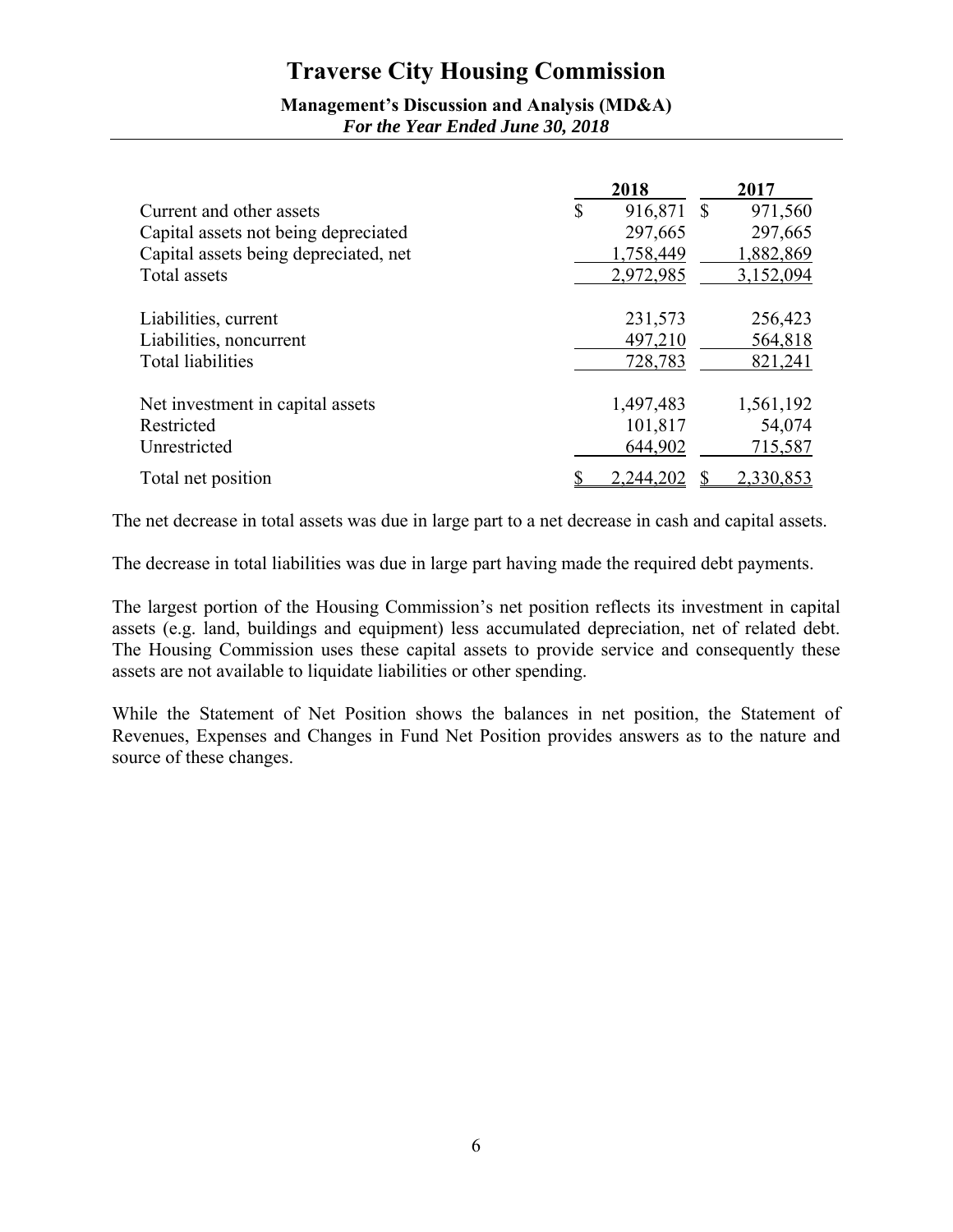| | 2018 | 2017 |
|---|---|---|
| Current and other assets | $ 916,871 | $ 971,560 |
| Capital assets not being depreciated | 297,665 | 297,665 |
| Capital assets being depreciated, net | 1,758,449 | 1,882,869 |
| Total assets | 2,972,985 | 3,152,094 |
| | | |
| Liabilities, current | 231,573 | 256,423 |
| Liabilities, noncurrent | 497,210 | 564,818 |
| Total liabilities | 728,783 | 821,241 |
| | | |
| Net investment in capital assets | 1,497,483 | 1,561,192 |
| Restricted | 101,817 | 54,074 |
| Unrestricted | 644,902 | 715,587 |
| Total net position | $ 2,244,202 | $ 2,330,853 |

The net decrease in total assets was due in large part to a net decrease in cash and capital assets.

The decrease in total liabilities was due in large part having made the required debt payments.

The largest portion of the Housing Commission's net position reflects its investment in capital assets (e.g. land, buildings and equipment) less accumulated depreciation, net of related debt. The Housing Commission uses these capital assets to provide service and consequently these assets are not available to liquidate liabilities or other spending.

While the Statement of Net Position shows the balances in net position, the Statement of Revenues, Expenses and Changes in Fund Net Position provides answers as to the nature and source of these changes.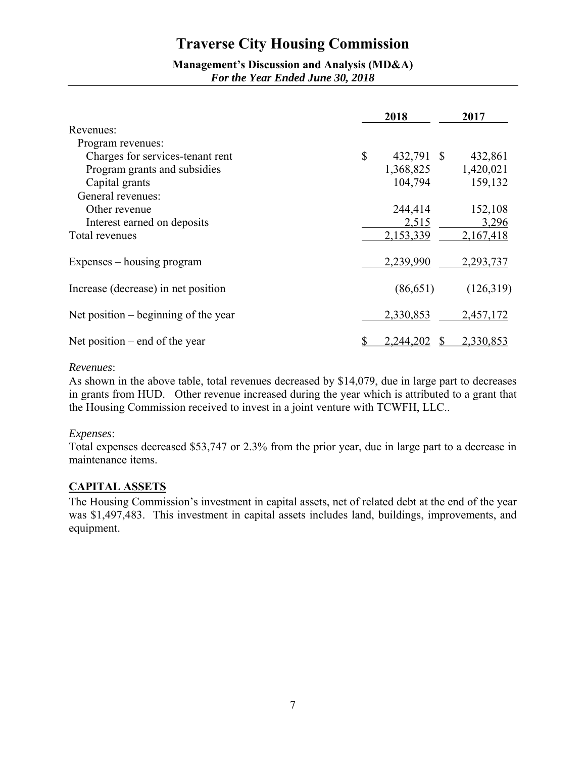| | 2018 | 2017 |
|---|---|---|
| Revenues: | | |
| Program revenues: | | |
| Charges for services-tenant rent | $ 432,791 | $ 432,861 |
| Program grants and subsidies | 1,368,825 | 1,420,021 |
| Capital grants | 104,794 | 159,132 |
| General revenues: | | |
| Other revenue | 244,414 | 152,108 |
| Interest earned on deposits | 2,515 | 3,296 |
| Total revenues | 2,153,339 | 2,167,418 |
| Expenses – housing program | 2,239,990 | 2,293,737 |
| Increase (decrease) in net position | (86,651) | (126,319) |
| Net position – beginning of the year | 2,330,853 | 2,457,172 |
| Net position – end of the year | $ 2,244,202 | $ 2,330,853 |

*Revenues*:
As shown in the above table, total revenues decreased by $14,079, due in large part to decreases in grants from HUD. Other revenue increased during the year which is attributed to a grant that the Housing Commission received to invest in a joint venture with TCWFH, LLC..

*Expenses*:
Total expenses decreased $53,747 or 2.3% from the prior year, due in large part to a decrease in maintenance items.

## CAPITAL ASSETS

The Housing Commission's investment in capital assets, net of related debt at the end of the year was $1,497,483. This investment in capital assets includes land, buildings, improvements, and equipment.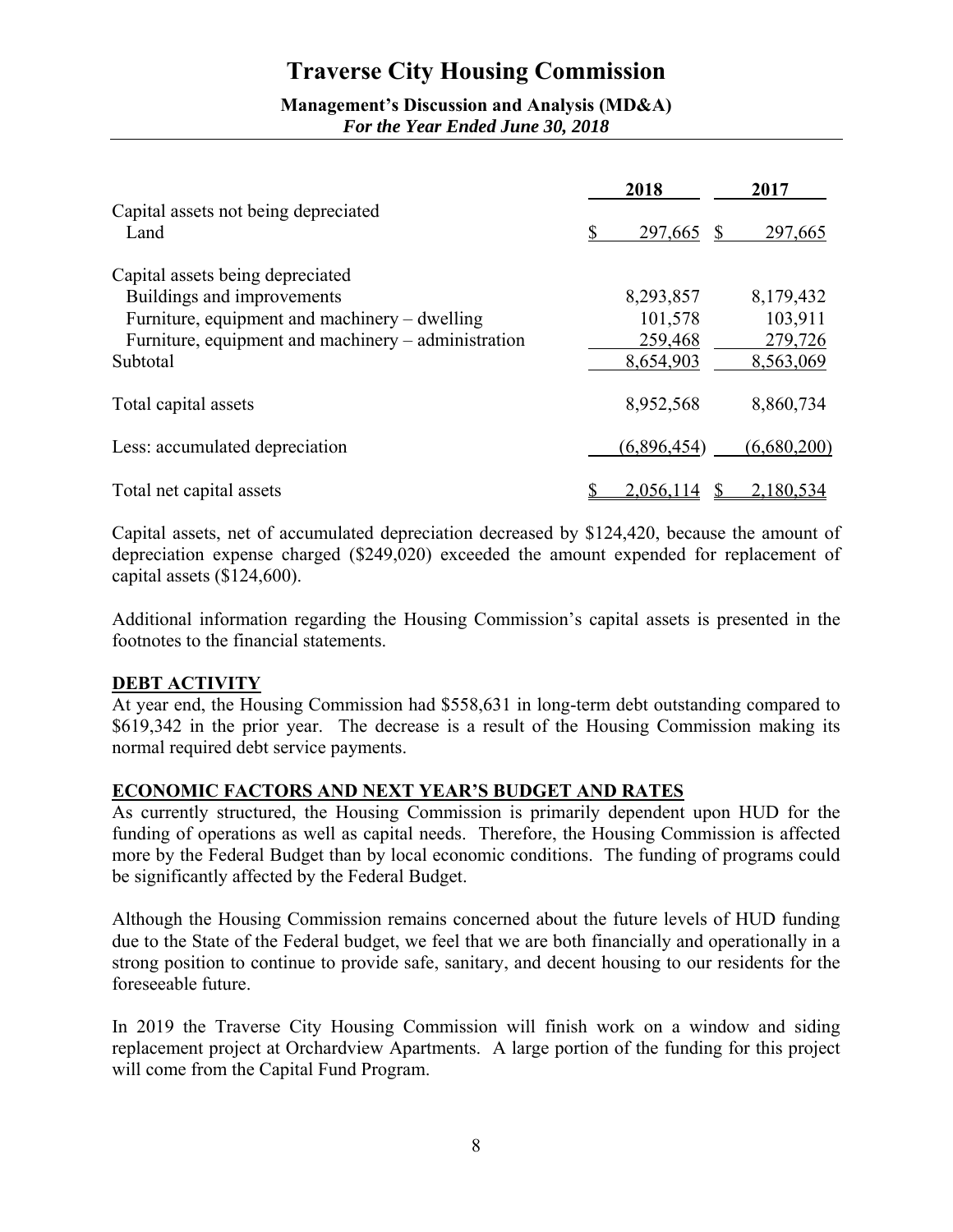| | 2018 | 2017 |
|---|---|---|
| Capital assets not being depreciated | | |
| Land | $ 297,665 | $ 297,665 |
| | | |
| Capital assets being depreciated | | |
| Buildings and improvements | 8,293,857 | 8,179,432 |
| Furniture, equipment and machinery – dwelling | 101,578 | 103,911 |
| Furniture, equipment and machinery – administration | 259,468 | 279,726 |
| Subtotal | 8,654,903 | 8,563,069 |
| | | |
| Total capital assets | 8,952,568 | 8,860,734 |
| | | |
| Less: accumulated depreciation | (6,896,454) | (6,680,200) |
| | | |
| Total net capital assets | $ 2,056,114 | $ 2,180,534 |

Capital assets, net of accumulated depreciation decreased by $124,420, because the amount of depreciation expense charged ($249,020) exceeded the amount expended for replacement of capital assets ($124,600).

Additional information regarding the Housing Commission's capital assets is presented in the footnotes to the financial statements.

**DEBT ACTIVITY**

At year end, the Housing Commission had $558,631 in long-term debt outstanding compared to $619,342 in the prior year. The decrease is a result of the Housing Commission making its normal required debt service payments.

**ECONOMIC FACTORS AND NEXT YEAR'S BUDGET AND RATES**

As currently structured, the Housing Commission is primarily dependent upon HUD for the funding of operations as well as capital needs. Therefore, the Housing Commission is affected more by the Federal Budget than by local economic conditions. The funding of programs could be significantly affected by the Federal Budget.

Although the Housing Commission remains concerned about the future levels of HUD funding due to the State of the Federal budget, we feel that we are both financially and operationally in a strong position to continue to provide safe, sanitary, and decent housing to our residents for the foreseeable future.

In 2019 the Traverse City Housing Commission will finish work on a window and siding replacement project at Orchardview Apartments. A large portion of the funding for this project will come from the Capital Fund Program.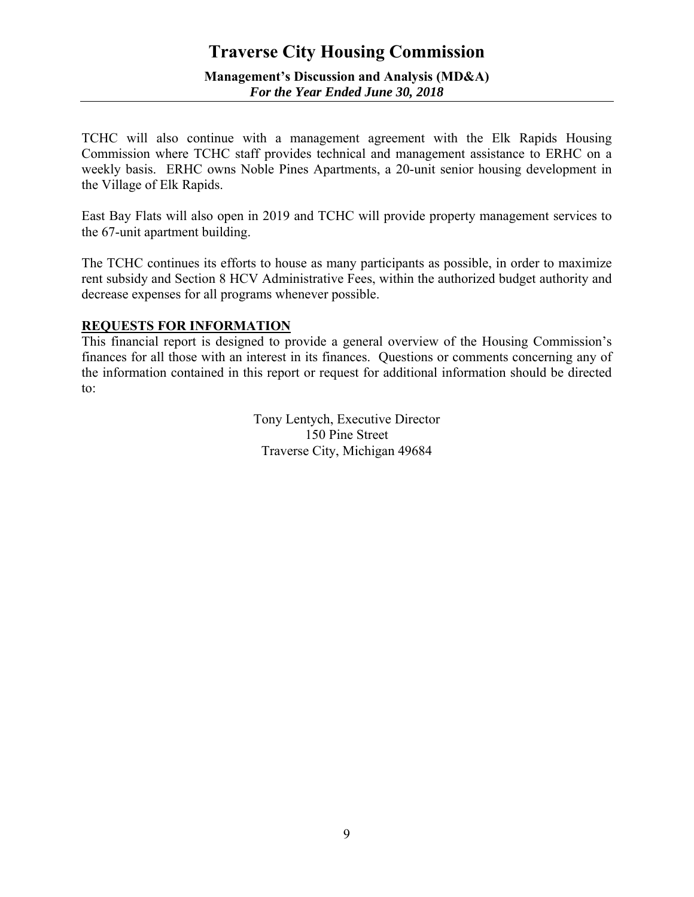TCHC will also continue with a management agreement with the Elk Rapids Housing Commission where TCHC staff provides technical and management assistance to ERHC on a weekly basis. ERHC owns Noble Pines Apartments, a 20-unit senior housing development in the Village of Elk Rapids.

East Bay Flats will also open in 2019 and TCHC will provide property management services to the 67-unit apartment building.

The TCHC continues its efforts to house as many participants as possible, in order to maximize rent subsidy and Section 8 HCV Administrative Fees, within the authorized budget authority and decrease expenses for all programs whenever possible.

## REQUESTS FOR INFORMATION

This financial report is designed to provide a general overview of the Housing Commission's finances for all those with an interest in its finances. Questions or comments concerning any of the information contained in this report or request for additional information should be directed to:

Tony Lentych, Executive Director
150 Pine Street
Traverse City, Michigan 49684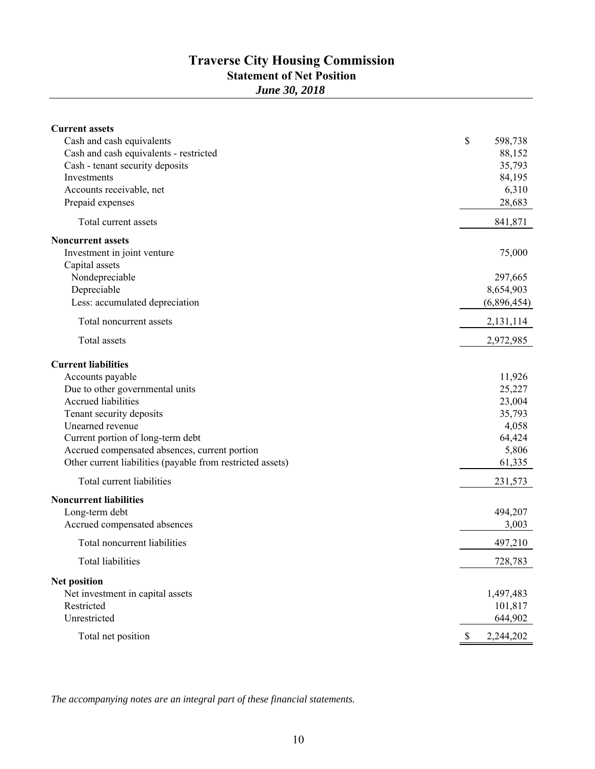# Traverse City Housing Commission

## Statement of Net Position

*June 30, 2018*

| | |
|---|---|
| **Current assets** | |
| Cash and cash equivalents | $ 598,738 |
| Cash and cash equivalents - restricted | 88,152 |
| Cash - tenant security deposits | 35,793 |
| Investments | 84,195 |
| Accounts receivable, net | 6,310 |
| Prepaid expenses | 28,683 |
| Total current assets | 841,871 |
| **Noncurrent assets** | |
| Investment in joint venture | 75,000 |
| Capital assets | |
| Nondepreciable | 297,665 |
| Depreciable | 8,654,903 |
| Less: accumulated depreciation | (6,896,454) |
| Total noncurrent assets | 2,131,114 |
| Total assets | 2,972,985 |
| **Current liabilities** | |
| Accounts payable | 11,926 |
| Due to other governmental units | 25,227 |
| Accrued liabilities | 23,004 |
| Tenant security deposits | 35,793 |
| Unearned revenue | 4,058 |
| Current portion of long-term debt | 64,424 |
| Accrued compensated absences, current portion | 5,806 |
| Other current liabilities (payable from restricted assets) | 61,335 |
| Total current liabilities | 231,573 |
| **Noncurrent liabilities** | |
| Long-term debt | 494,207 |
| Accrued compensated absences | 3,003 |
| Total noncurrent liabilities | 497,210 |
| Total liabilities | 728,783 |
| **Net position** | |
| Net investment in capital assets | 1,497,483 |
| Restricted | 101,817 |
| Unrestricted | 644,902 |
| Total net position | $ 2,244,202 |

*The accompanying notes are an integral part of these financial statements.*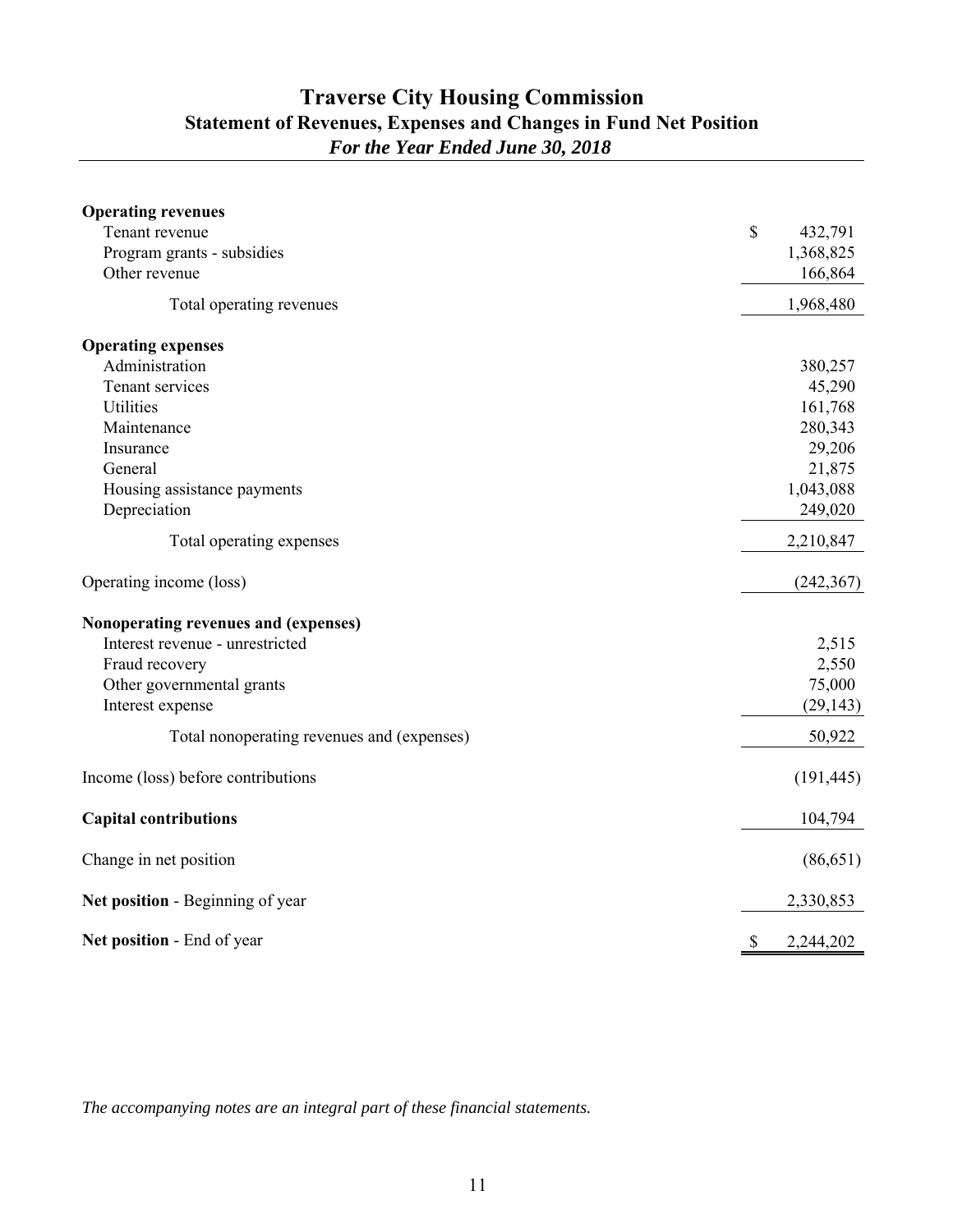# Traverse City Housing Commission

## Statement of Revenues, Expenses and Changes in Fund Net Position

### *For the Year Ended June 30, 2018*

| | |
|---|---|
| **Operating revenues** | |
| Tenant revenue | $ 432,791 |
| Program grants - subsidies | 1,368,825 |
| Other revenue | 166,864 |
| Total operating revenues | 1,968,480 |
| **Operating expenses** | |
| Administration | 380,257 |
| Tenant services | 45,290 |
| Utilities | 161,768 |
| Maintenance | 280,343 |
| Insurance | 29,206 |
| General | 21,875 |
| Housing assistance payments | 1,043,088 |
| Depreciation | 249,020 |
| Total operating expenses | 2,210,847 |
| Operating income (loss) | (242,367) |
| **Nonoperating revenues and (expenses)** | |
| Interest revenue - unrestricted | 2,515 |
| Fraud recovery | 2,550 |
| Other governmental grants | 75,000 |
| Interest expense | (29,143) |
| Total nonoperating revenues and (expenses) | 50,922 |
| Income (loss) before contributions | (191,445) |
| **Capital contributions** | 104,794 |
| Change in net position | (86,651) |
| **Net position** - Beginning of year | 2,330,853 |
| **Net position** - End of year | $ 2,244,202 |

*The accompanying notes are an integral part of these financial statements.*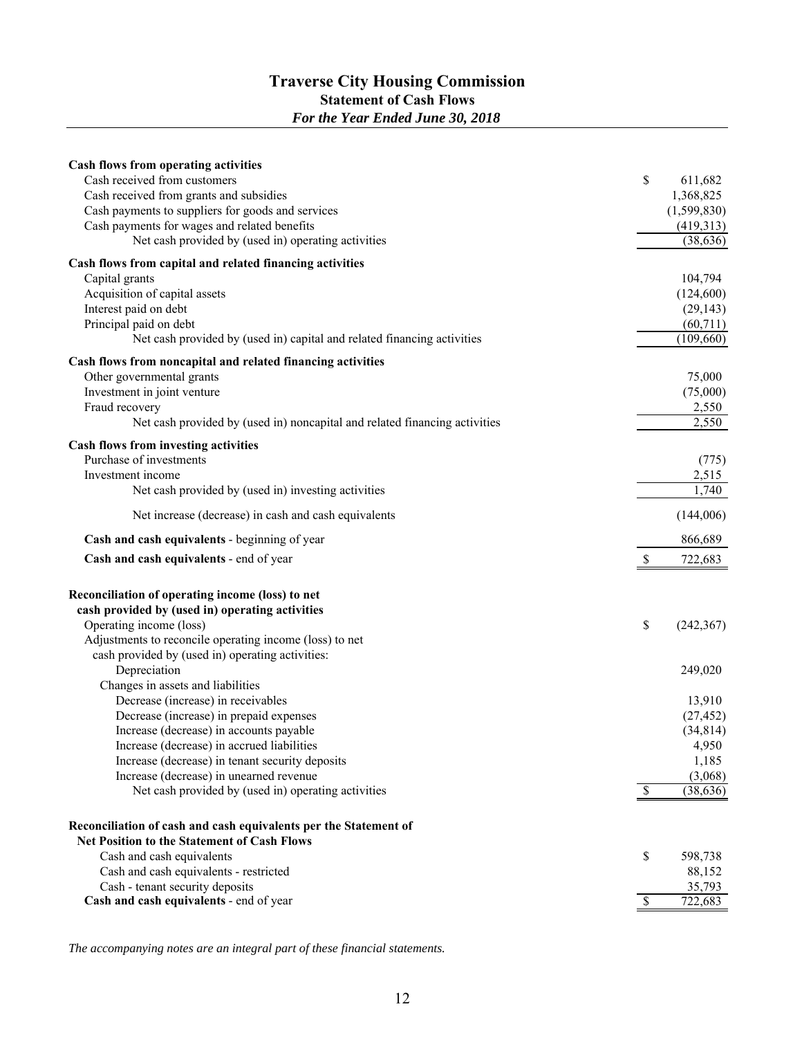# Traverse City Housing Commission

## Statement of Cash Flows

### *For the Year Ended June 30, 2018*

| | |
|---|---|
| **Cash flows from operating activities** | |
| Cash received from customers | $ 611,682 |
| Cash received from grants and subsidies | 1,368,825 |
| Cash payments to suppliers for goods and services | (1,599,830) |
| Cash payments for wages and related benefits | (419,313) |
| Net cash provided by (used in) operating activities | (38,636) |
| **Cash flows from capital and related financing activities** | |
| Capital grants | 104,794 |
| Acquisition of capital assets | (124,600) |
| Interest paid on debt | (29,143) |
| Principal paid on debt | (60,711) |
| Net cash provided by (used in) capital and related financing activities | (109,660) |
| **Cash flows from noncapital and related financing activities** | |
| Other governmental grants | 75,000 |
| Investment in joint venture | (75,000) |
| Fraud recovery | 2,550 |
| Net cash provided by (used in) noncapital and related financing activities | 2,550 |
| **Cash flows from investing activities** | |
| Purchase of investments | (775) |
| Investment income | 2,515 |
| Net cash provided by (used in) investing activities | 1,740 |
| Net increase (decrease) in cash and cash equivalents | (144,006) |
| **Cash and cash equivalents** - beginning of year | 866,689 |
| **Cash and cash equivalents** - end of year | $ 722,683 |

| | |
|---|---|
| **Reconciliation of operating income (loss) to net cash provided by (used in) operating activities** | |
| Operating income (loss) | $ (242,367) |
| Adjustments to reconcile operating income (loss) to net cash provided by (used in) operating activities: | |
| Depreciation | 249,020 |
| Changes in assets and liabilities | |
| Decrease (increase) in receivables | 13,910 |
| Decrease (increase) in prepaid expenses | (27,452) |
| Increase (decrease) in accounts payable | (34,814) |
| Increase (decrease) in accrued liabilities | 4,950 |
| Increase (decrease) in tenant security deposits | 1,185 |
| Increase (decrease) in unearned revenue | (3,068) |
| Net cash provided by (used in) operating activities | $ (38,636) |

| | |
|---|---|
| **Reconciliation of cash and cash equivalents per the Statement of Net Position to the Statement of Cash Flows** | |
| Cash and cash equivalents | $ 598,738 |
| Cash and cash equivalents - restricted | 88,152 |
| Cash - tenant security deposits | 35,793 |
| **Cash and cash equivalents** - end of year | $ 722,683 |

*The accompanying notes are an integral part of these financial statements.*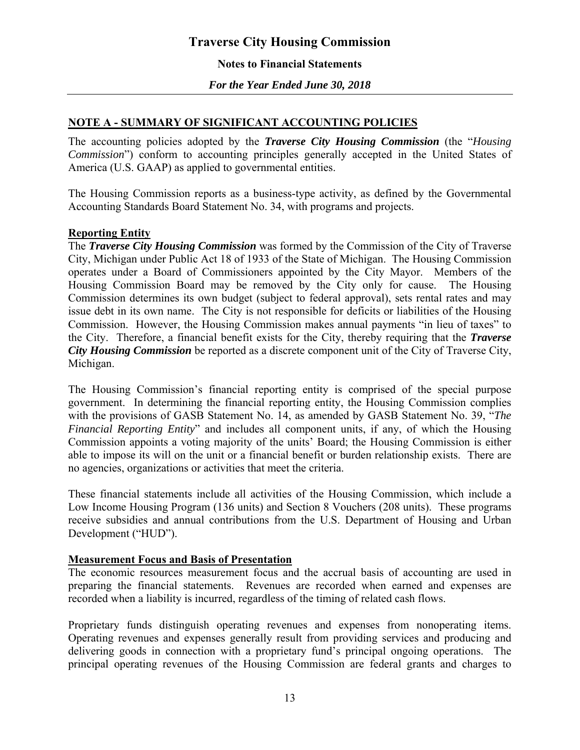## NOTE A - SUMMARY OF SIGNIFICANT ACCOUNTING POLICIES

The accounting policies adopted by the ***Traverse City Housing Commission*** (the "*Housing Commission*") conform to accounting principles generally accepted in the United States of America (U.S. GAAP) as applied to governmental entities.

The Housing Commission reports as a business-type activity, as defined by the Governmental Accounting Standards Board Statement No. 34, with programs and projects.

### Reporting Entity

The ***Traverse City Housing Commission*** was formed by the Commission of the City of Traverse City, Michigan under Public Act 18 of 1933 of the State of Michigan. The Housing Commission operates under a Board of Commissioners appointed by the City Mayor. Members of the Housing Commission Board may be removed by the City only for cause. The Housing Commission determines its own budget (subject to federal approval), sets rental rates and may issue debt in its own name. The City is not responsible for deficits or liabilities of the Housing Commission. However, the Housing Commission makes annual payments "in lieu of taxes" to the City. Therefore, a financial benefit exists for the City, thereby requiring that the ***Traverse City Housing Commission*** be reported as a discrete component unit of the City of Traverse City, Michigan.

The Housing Commission's financial reporting entity is comprised of the special purpose government. In determining the financial reporting entity, the Housing Commission complies with the provisions of GASB Statement No. 14, as amended by GASB Statement No. 39, "*The Financial Reporting Entity*" and includes all component units, if any, of which the Housing Commission appoints a voting majority of the units' Board; the Housing Commission is either able to impose its will on the unit or a financial benefit or burden relationship exists. There are no agencies, organizations or activities that meet the criteria.

These financial statements include all activities of the Housing Commission, which include a Low Income Housing Program (136 units) and Section 8 Vouchers (208 units). These programs receive subsidies and annual contributions from the U.S. Department of Housing and Urban Development ("HUD").

### Measurement Focus and Basis of Presentation

The economic resources measurement focus and the accrual basis of accounting are used in preparing the financial statements. Revenues are recorded when earned and expenses are recorded when a liability is incurred, regardless of the timing of related cash flows.

Proprietary funds distinguish operating revenues and expenses from nonoperating items. Operating revenues and expenses generally result from providing services and producing and delivering goods in connection with a proprietary fund's principal ongoing operations. The principal operating revenues of the Housing Commission are federal grants and charges to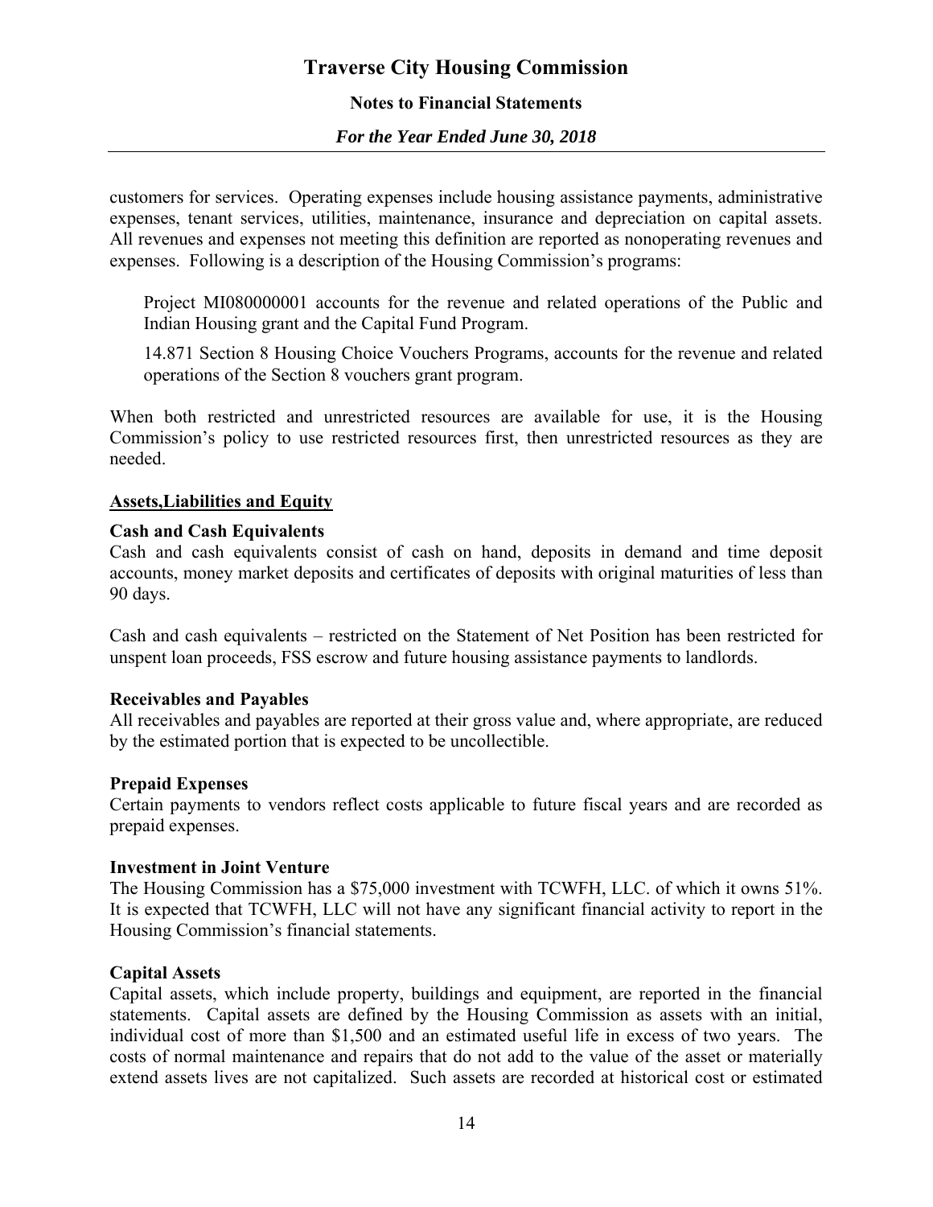customers for services. Operating expenses include housing assistance payments, administrative expenses, tenant services, utilities, maintenance, insurance and depreciation on capital assets. All revenues and expenses not meeting this definition are reported as nonoperating revenues and expenses. Following is a description of the Housing Commission's programs:

Project MI080000001 accounts for the revenue and related operations of the Public and Indian Housing grant and the Capital Fund Program.

14.871 Section 8 Housing Choice Vouchers Programs, accounts for the revenue and related operations of the Section 8 vouchers grant program.

When both restricted and unrestricted resources are available for use, it is the Housing Commission's policy to use restricted resources first, then unrestricted resources as they are needed.

## Assets,Liabilities and Equity

**Cash and Cash Equivalents**

Cash and cash equivalents consist of cash on hand, deposits in demand and time deposit accounts, money market deposits and certificates of deposits with original maturities of less than 90 days.

Cash and cash equivalents – restricted on the Statement of Net Position has been restricted for unspent loan proceeds, FSS escrow and future housing assistance payments to landlords.

**Receivables and Payables**

All receivables and payables are reported at their gross value and, where appropriate, are reduced by the estimated portion that is expected to be uncollectible.

**Prepaid Expenses**

Certain payments to vendors reflect costs applicable to future fiscal years and are recorded as prepaid expenses.

**Investment in Joint Venture**

The Housing Commission has a $75,000 investment with TCWFH, LLC. of which it owns 51%. It is expected that TCWFH, LLC will not have any significant financial activity to report in the Housing Commission's financial statements.

**Capital Assets**

Capital assets, which include property, buildings and equipment, are reported in the financial statements. Capital assets are defined by the Housing Commission as assets with an initial, individual cost of more than $1,500 and an estimated useful life in excess of two years. The costs of normal maintenance and repairs that do not add to the value of the asset or materially extend assets lives are not capitalized. Such assets are recorded at historical cost or estimated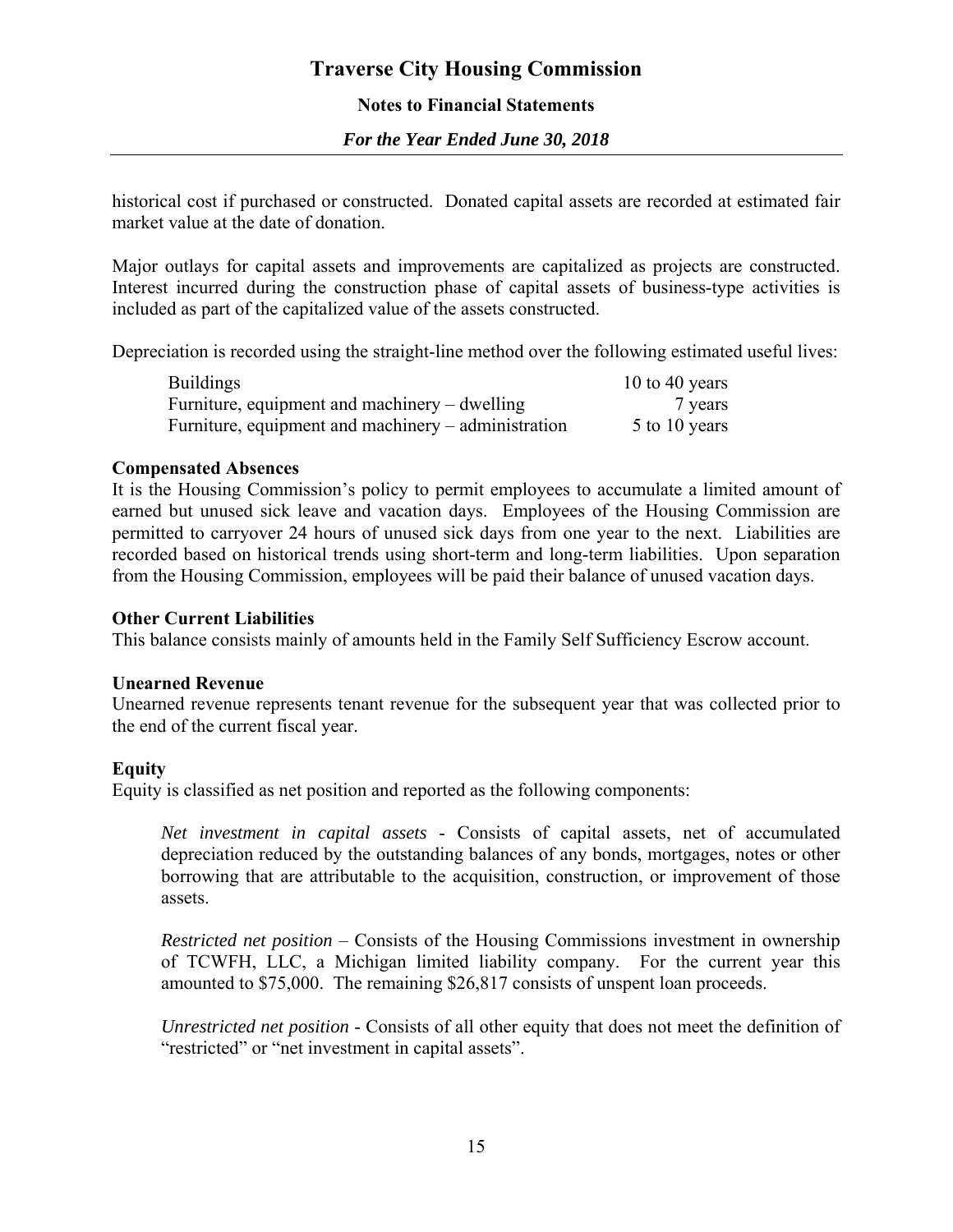historical cost if purchased or constructed. Donated capital assets are recorded at estimated fair market value at the date of donation.

Major outlays for capital assets and improvements are capitalized as projects are constructed. Interest incurred during the construction phase of capital assets of business-type activities is included as part of the capitalized value of the assets constructed.

Depreciation is recorded using the straight-line method over the following estimated useful lives:

| | |
|---|---|
| Buildings | 10 to 40 years |
| Furniture, equipment and machinery – dwelling | 7 years |
| Furniture, equipment and machinery – administration | 5 to 10 years |

**Compensated Absences**

It is the Housing Commission's policy to permit employees to accumulate a limited amount of earned but unused sick leave and vacation days. Employees of the Housing Commission are permitted to carryover 24 hours of unused sick days from one year to the next. Liabilities are recorded based on historical trends using short-term and long-term liabilities. Upon separation from the Housing Commission, employees will be paid their balance of unused vacation days.

**Other Current Liabilities**

This balance consists mainly of amounts held in the Family Self Sufficiency Escrow account.

**Unearned Revenue**

Unearned revenue represents tenant revenue for the subsequent year that was collected prior to the end of the current fiscal year.

**Equity**

Equity is classified as net position and reported as the following components:

*Net investment in capital assets* - Consists of capital assets, net of accumulated depreciation reduced by the outstanding balances of any bonds, mortgages, notes or other borrowing that are attributable to the acquisition, construction, or improvement of those assets.

*Restricted net position* – Consists of the Housing Commissions investment in ownership of TCWFH, LLC, a Michigan limited liability company. For the current year this amounted to $75,000. The remaining $26,817 consists of unspent loan proceeds.

*Unrestricted net position* - Consists of all other equity that does not meet the definition of "restricted" or "net investment in capital assets".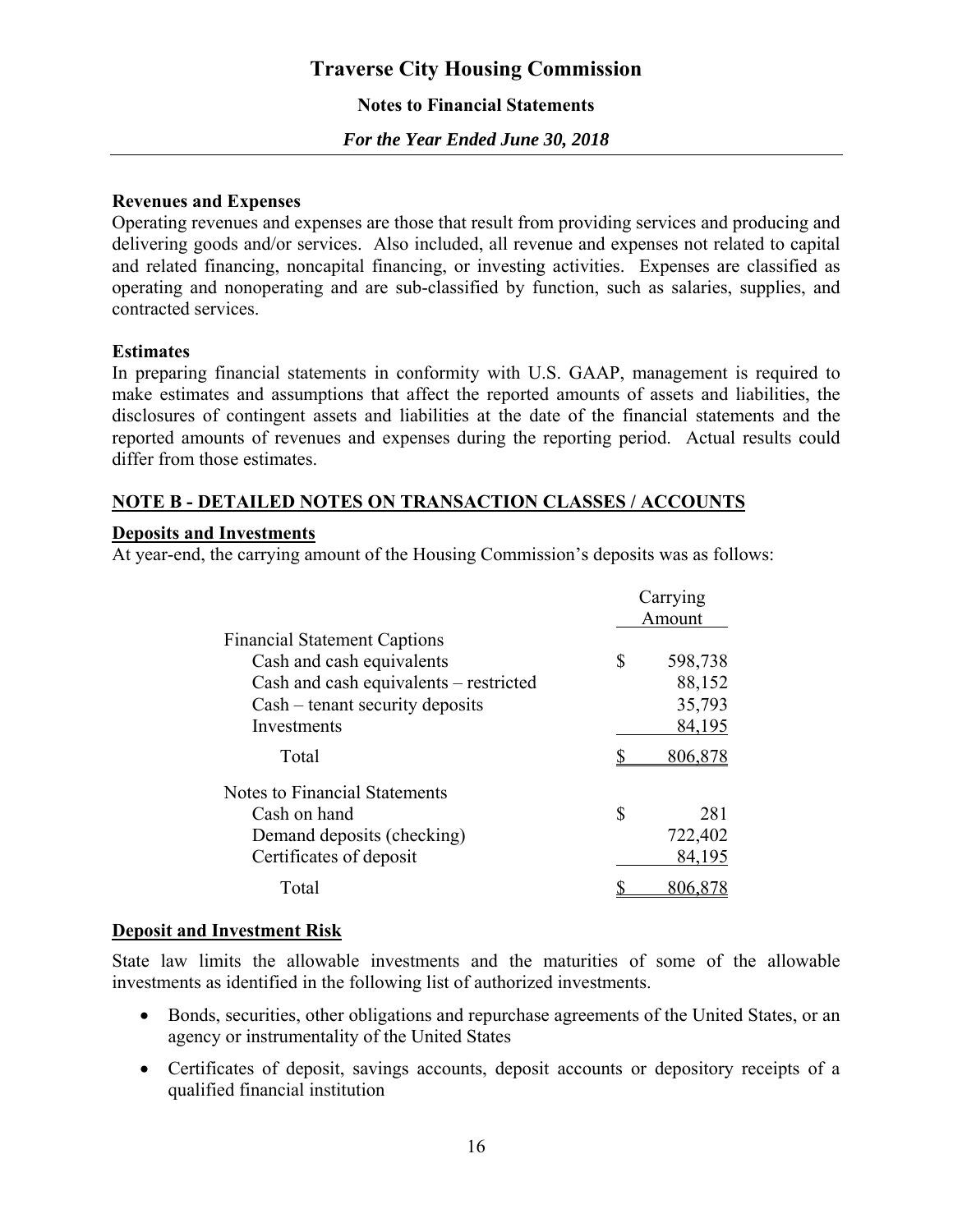**Revenues and Expenses**

Operating revenues and expenses are those that result from providing services and producing and delivering goods and/or services. Also included, all revenue and expenses not related to capital and related financing, noncapital financing, or investing activities. Expenses are classified as operating and nonoperating and are sub-classified by function, such as salaries, supplies, and contracted services.

**Estimates**

In preparing financial statements in conformity with U.S. GAAP, management is required to make estimates and assumptions that affect the reported amounts of assets and liabilities, the disclosures of contingent assets and liabilities at the date of the financial statements and the reported amounts of revenues and expenses during the reporting period. Actual results could differ from those estimates.

## NOTE B - DETAILED NOTES ON TRANSACTION CLASSES / ACCOUNTS

### Deposits and Investments

At year-end, the carrying amount of the Housing Commission's deposits was as follows:

| | Carrying Amount |
|---|---|
| Financial Statement Captions | |
| Cash and cash equivalents | $ 598,738 |
| Cash and cash equivalents – restricted | 88,152 |
| Cash – tenant security deposits | 35,793 |
| Investments | 84,195 |
| Total | $ 806,878 |
| Notes to Financial Statements | |
| Cash on hand | $ 281 |
| Demand deposits (checking) | 722,402 |
| Certificates of deposit | 84,195 |
| Total | $ 806,878 |

### Deposit and Investment Risk

State law limits the allowable investments and the maturities of some of the allowable investments as identified in the following list of authorized investments.

- Bonds, securities, other obligations and repurchase agreements of the United States, or an agency or instrumentality of the United States
- Certificates of deposit, savings accounts, deposit accounts or depository receipts of a qualified financial institution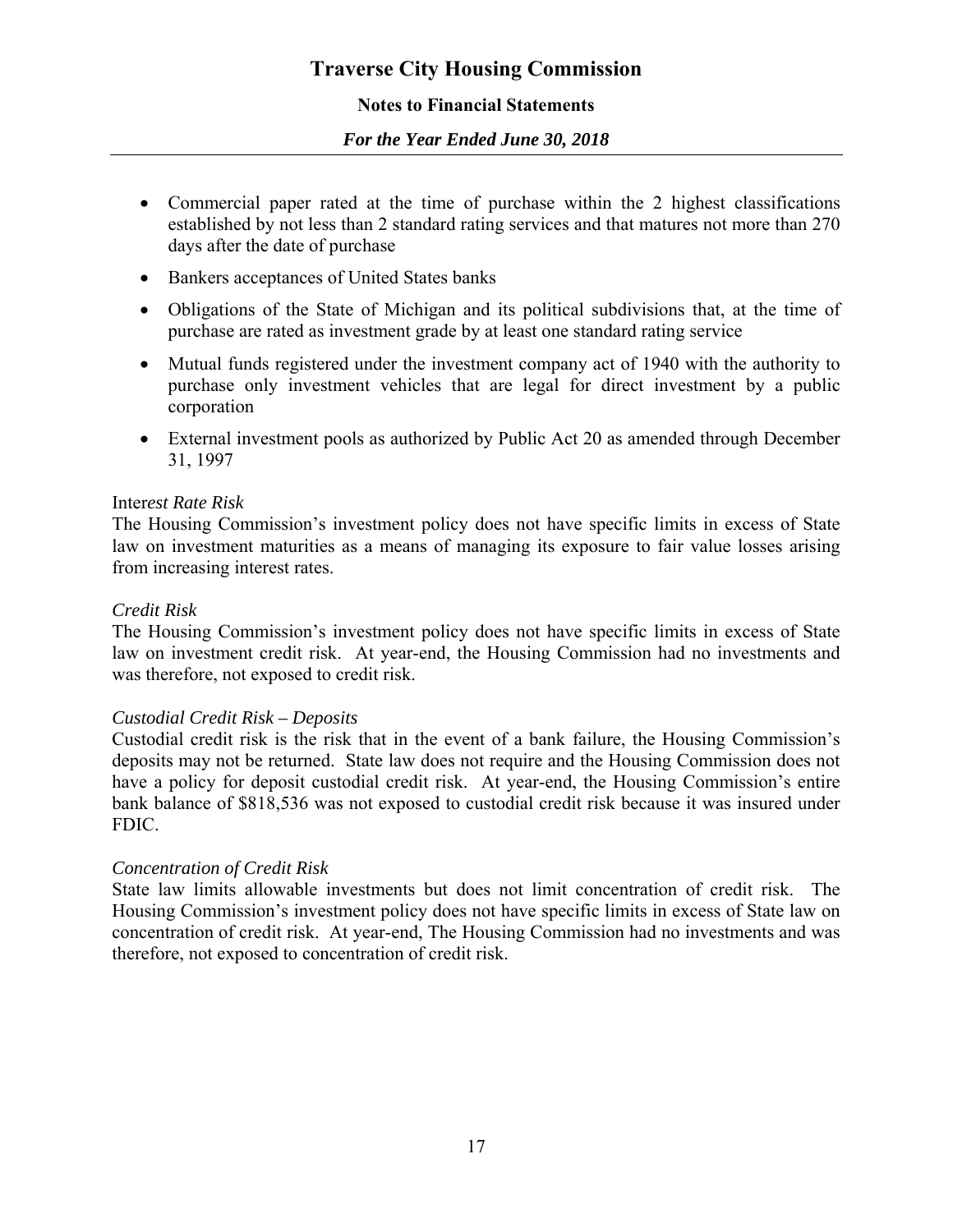- Commercial paper rated at the time of purchase within the 2 highest classifications established by not less than 2 standard rating services and that matures not more than 270 days after the date of purchase
- Bankers acceptances of United States banks
- Obligations of the State of Michigan and its political subdivisions that, at the time of purchase are rated as investment grade by at least one standard rating service
- Mutual funds registered under the investment company act of 1940 with the authority to purchase only investment vehicles that are legal for direct investment by a public corporation
- External investment pools as authorized by Public Act 20 as amended through December 31, 1997

Inter*est Rate Risk*
The Housing Commission's investment policy does not have specific limits in excess of State law on investment maturities as a means of managing its exposure to fair value losses arising from increasing interest rates.

*Credit Risk*
The Housing Commission's investment policy does not have specific limits in excess of State law on investment credit risk. At year-end, the Housing Commission had no investments and was therefore, not exposed to credit risk.

*Custodial Credit Risk – Deposits*
Custodial credit risk is the risk that in the event of a bank failure, the Housing Commission's deposits may not be returned. State law does not require and the Housing Commission does not have a policy for deposit custodial credit risk. At year-end, the Housing Commission's entire bank balance of $818,536 was not exposed to custodial credit risk because it was insured under FDIC.

*Concentration of Credit Risk*
State law limits allowable investments but does not limit concentration of credit risk. The Housing Commission's investment policy does not have specific limits in excess of State law on concentration of credit risk. At year-end, The Housing Commission had no investments and was therefore, not exposed to concentration of credit risk.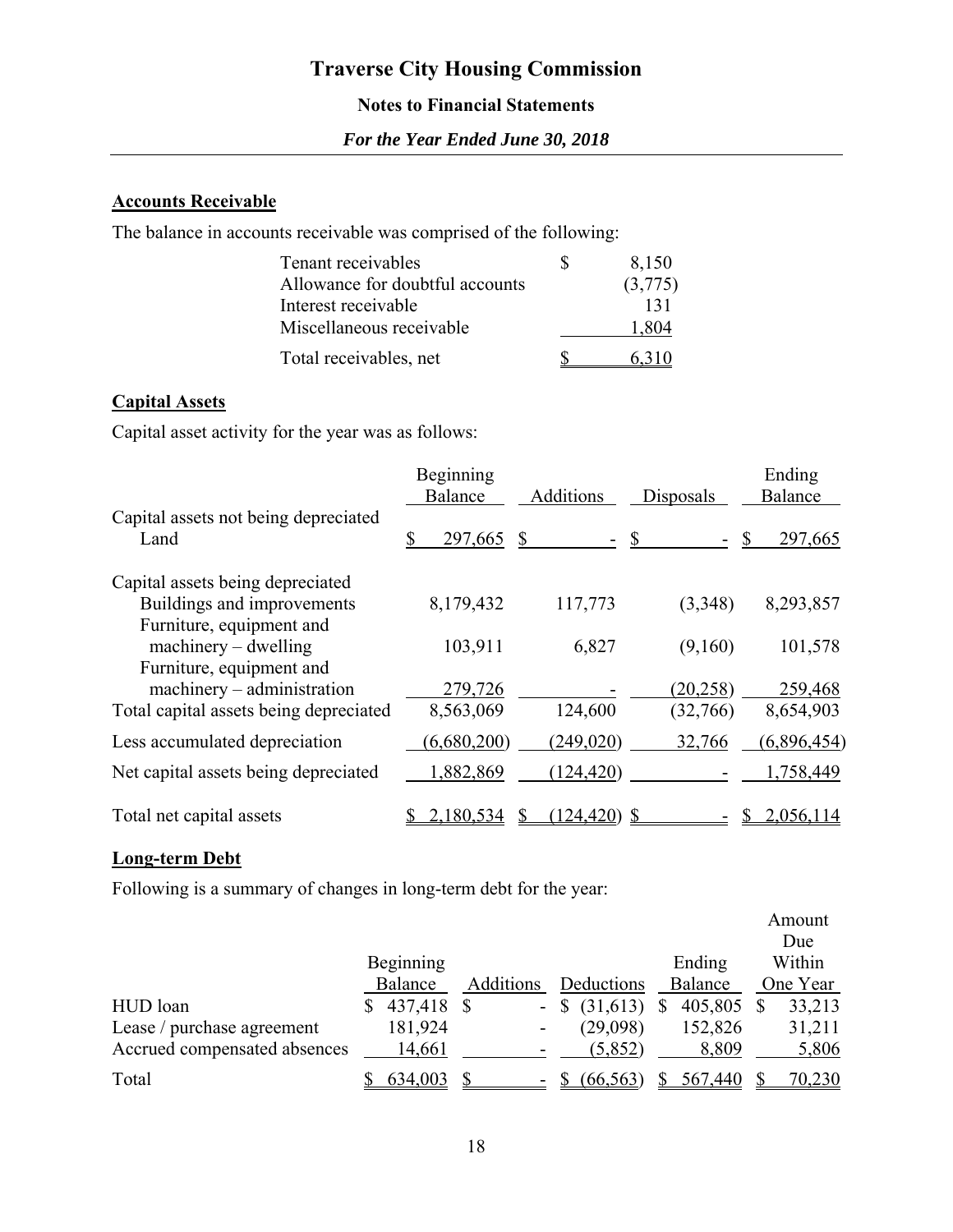# Traverse City Housing Commission

**Notes to Financial Statements**

***For the Year Ended June 30, 2018***

**Accounts Receivable**

The balance in accounts receivable was comprised of the following:

| | |
|---|---|
| Tenant receivables | $ 8,150 |
| Allowance for doubtful accounts | (3,775) |
| Interest receivable | 131 |
| Miscellaneous receivable | 1,804 |
| Total receivables, net | $ 6,310 |

**Capital Assets**

Capital asset activity for the year was as follows:

| | Beginning Balance | Additions | Disposals | Ending Balance |
|---|---|---|---|---|
| Capital assets not being depreciated | | | | |
| Land | $ 297,665 | $ - | $ - | $ 297,665 |
| Capital assets being depreciated | | | | |
| Buildings and improvements | 8,179,432 | 117,773 | (3,348) | 8,293,857 |
| Furniture, equipment and machinery – dwelling | 103,911 | 6,827 | (9,160) | 101,578 |
| Furniture, equipment and machinery – administration | 279,726 | - | (20,258) | 259,468 |
| Total capital assets being depreciated | 8,563,069 | 124,600 | (32,766) | 8,654,903 |
| Less accumulated depreciation | (6,680,200) | (249,020) | 32,766 | (6,896,454) |
| Net capital assets being depreciated | 1,882,869 | (124,420) | - | 1,758,449 |
| Total net capital assets | $ 2,180,534 | $ (124,420) | $ - | $ 2,056,114 |

**Long-term Debt**

Following is a summary of changes in long-term debt for the year:

| | Beginning Balance | Additions | Deductions | Ending Balance | Amount Due Within One Year |
|---|---|---|---|---|---|
| HUD loan | $ 437,418 | $ - | $ (31,613) | $ 405,805 | $ 33,213 |
| Lease / purchase agreement | 181,924 | - | (29,098) | 152,826 | 31,211 |
| Accrued compensated absences | 14,661 | - | (5,852) | 8,809 | 5,806 |
| Total | $ 634,003 | $ - | $ (66,563) | $ 567,440 | $ 70,230 |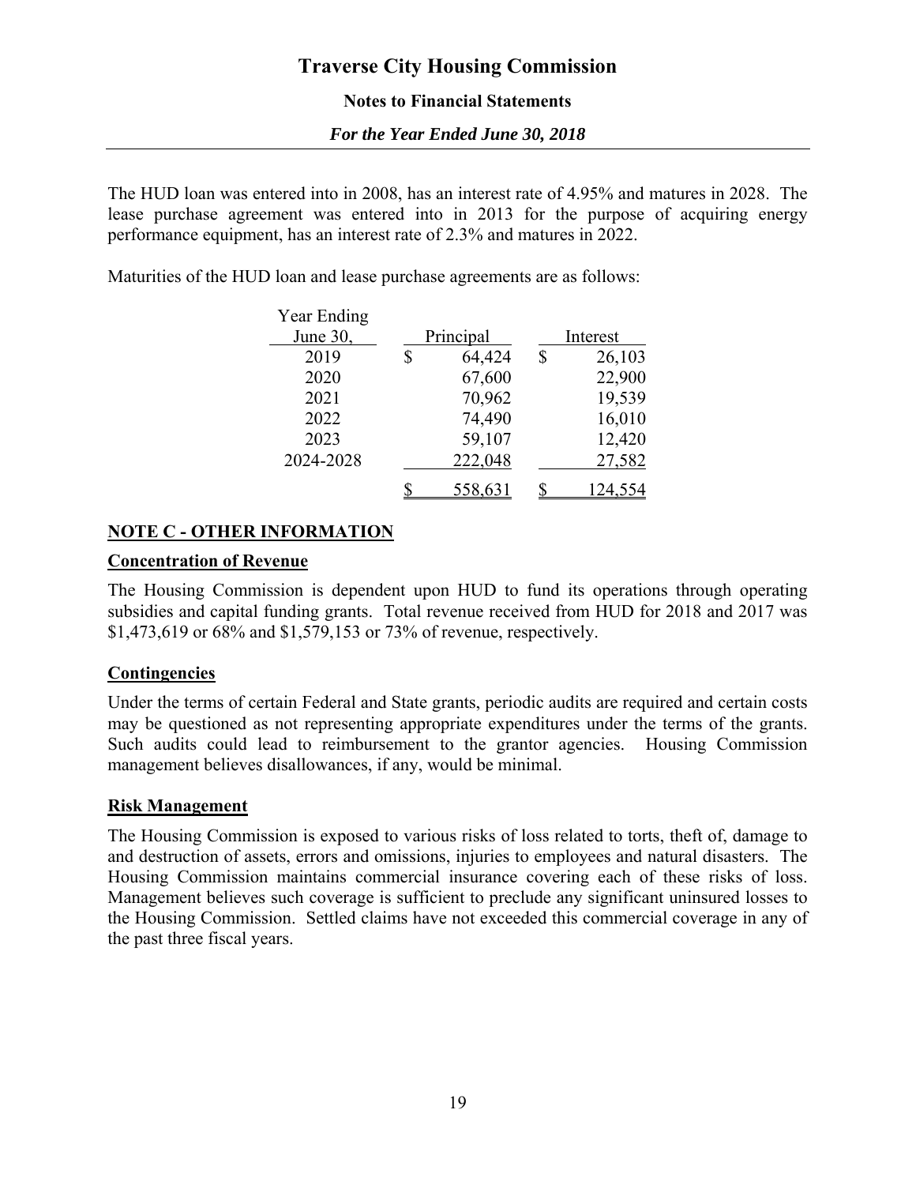The HUD loan was entered into in 2008, has an interest rate of 4.95% and matures in 2028. The lease purchase agreement was entered into in 2013 for the purpose of acquiring energy performance equipment, has an interest rate of 2.3% and matures in 2022.

Maturities of the HUD loan and lease purchase agreements are as follows:

| Year Ending June 30, | Principal | Interest |
|---|---|---|
| 2019 | $ 64,424 | $ 26,103 |
| 2020 | 67,600 | 22,900 |
| 2021 | 70,962 | 19,539 |
| 2022 | 74,490 | 16,010 |
| 2023 | 59,107 | 12,420 |
| 2024-2028 | 222,048 | 27,582 |
| | $ 558,631 | $ 124,554 |

## NOTE C - OTHER INFORMATION

### Concentration of Revenue

The Housing Commission is dependent upon HUD to fund its operations through operating subsidies and capital funding grants. Total revenue received from HUD for 2018 and 2017 was $1,473,619 or 68% and $1,579,153 or 73% of revenue, respectively.

### Contingencies

Under the terms of certain Federal and State grants, periodic audits are required and certain costs may be questioned as not representing appropriate expenditures under the terms of the grants. Such audits could lead to reimbursement to the grantor agencies. Housing Commission management believes disallowances, if any, would be minimal.

### Risk Management

The Housing Commission is exposed to various risks of loss related to torts, theft of, damage to and destruction of assets, errors and omissions, injuries to employees and natural disasters. The Housing Commission maintains commercial insurance covering each of these risks of loss. Management believes such coverage is sufficient to preclude any significant uninsured losses to the Housing Commission. Settled claims have not exceeded this commercial coverage in any of the past three fiscal years.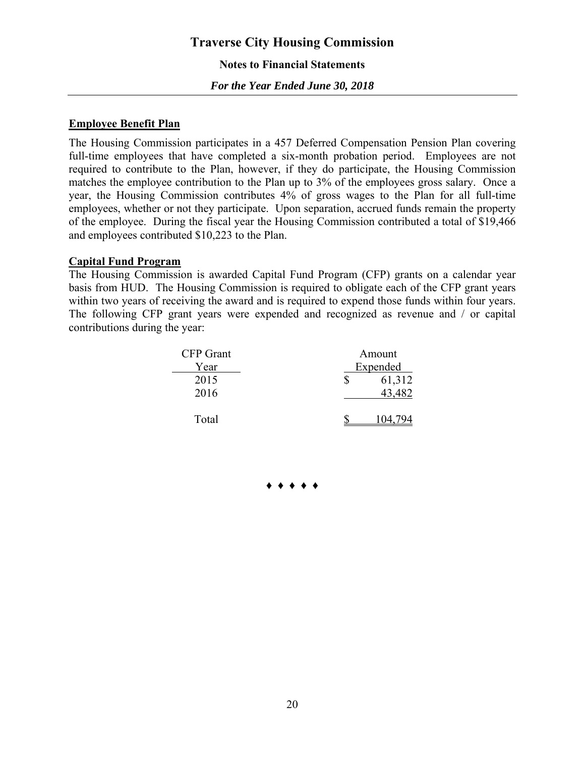## Employee Benefit Plan

The Housing Commission participates in a 457 Deferred Compensation Pension Plan covering full-time employees that have completed a six-month probation period. Employees are not required to contribute to the Plan, however, if they do participate, the Housing Commission matches the employee contribution to the Plan up to 3% of the employees gross salary. Once a year, the Housing Commission contributes 4% of gross wages to the Plan for all full-time employees, whether or not they participate. Upon separation, accrued funds remain the property of the employee. During the fiscal year the Housing Commission contributed a total of $19,466 and employees contributed $10,223 to the Plan.

## Capital Fund Program

The Housing Commission is awarded Capital Fund Program (CFP) grants on a calendar year basis from HUD. The Housing Commission is required to obligate each of the CFP grant years within two years of receiving the award and is required to expend those funds within four years. The following CFP grant years were expended and recognized as revenue and / or capital contributions during the year:

| CFP Grant Year | Amount Expended |
|---|---|
| 2015 | $ 61,312 |
| 2016 | 43,482 |
| Total | $ 104,794 |

♦ ♦ ♦ ♦ ♦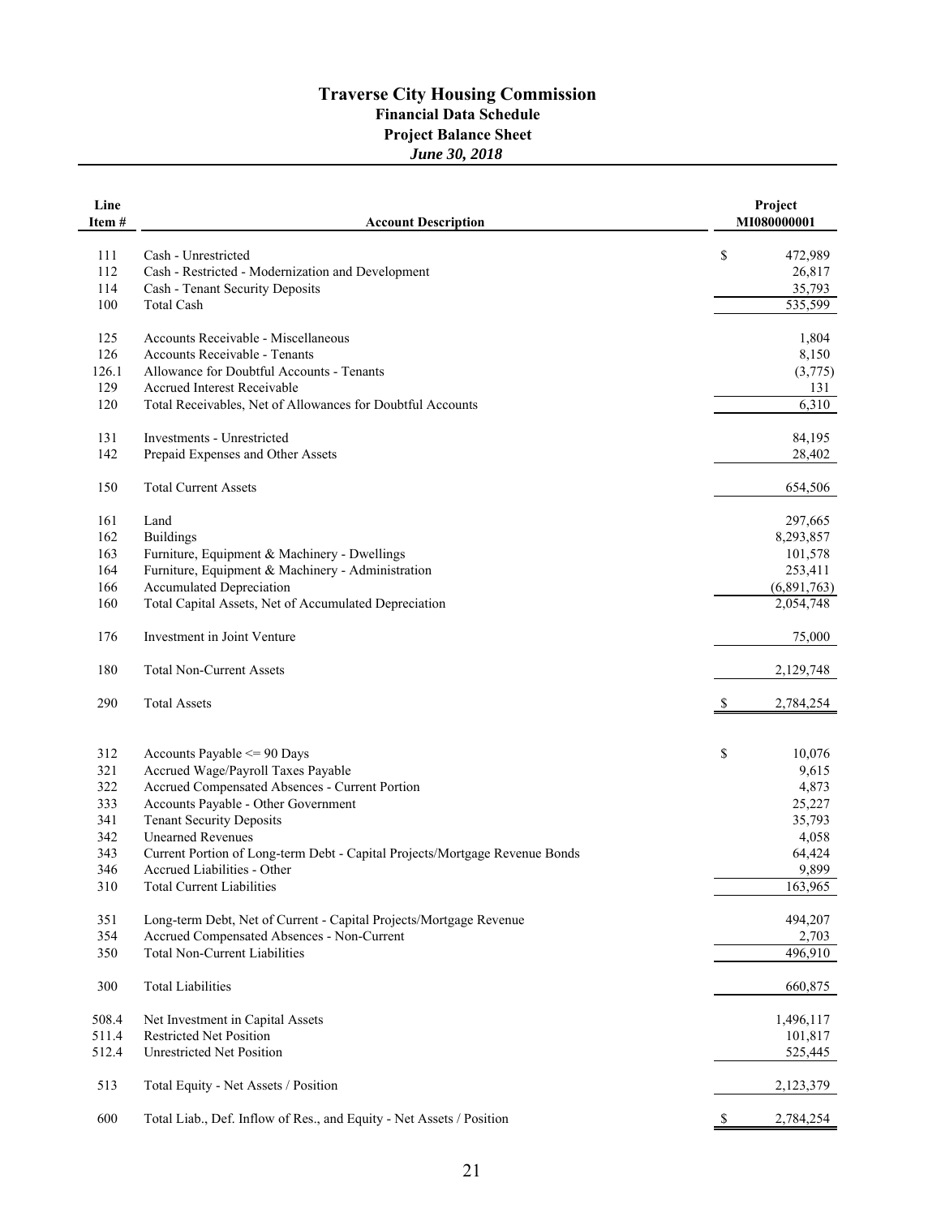# Traverse City Housing Commission

## Financial Data Schedule

## Project Balance Sheet

### *June 30, 2018*

| Line Item # | Account Description | Project MI080000001 |
|---|---|---|
| 111 | Cash - Unrestricted | $ 472,989 |
| 112 | Cash - Restricted - Modernization and Development | 26,817 |
| 114 | Cash - Tenant Security Deposits | 35,793 |
| 100 | Total Cash | 535,599 |
| | | |
| 125 | Accounts Receivable - Miscellaneous | 1,804 |
| 126 | Accounts Receivable - Tenants | 8,150 |
| 126.1 | Allowance for Doubtful Accounts - Tenants | (3,775) |
| 129 | Accrued Interest Receivable | 131 |
| 120 | Total Receivables, Net of Allowances for Doubtful Accounts | 6,310 |
| | | |
| 131 | Investments - Unrestricted | 84,195 |
| 142 | Prepaid Expenses and Other Assets | 28,402 |
| | | |
| 150 | Total Current Assets | 654,506 |
| | | |
| 161 | Land | 297,665 |
| 162 | Buildings | 8,293,857 |
| 163 | Furniture, Equipment & Machinery - Dwellings | 101,578 |
| 164 | Furniture, Equipment & Machinery - Administration | 253,411 |
| 166 | Accumulated Depreciation | (6,891,763) |
| 160 | Total Capital Assets, Net of Accumulated Depreciation | 2,054,748 |
| | | |
| 176 | Investment in Joint Venture | 75,000 |
| | | |
| 180 | Total Non-Current Assets | 2,129,748 |
| | | |
| 290 | Total Assets | $ 2,784,254 |
| | | |
| 312 | Accounts Payable <= 90 Days | $ 10,076 |
| 321 | Accrued Wage/Payroll Taxes Payable | 9,615 |
| 322 | Accrued Compensated Absences - Current Portion | 4,873 |
| 333 | Accounts Payable - Other Government | 25,227 |
| 341 | Tenant Security Deposits | 35,793 |
| 342 | Unearned Revenues | 4,058 |
| 343 | Current Portion of Long-term Debt - Capital Projects/Mortgage Revenue Bonds | 64,424 |
| 346 | Accrued Liabilities - Other | 9,899 |
| 310 | Total Current Liabilities | 163,965 |
| | | |
| 351 | Long-term Debt, Net of Current - Capital Projects/Mortgage Revenue | 494,207 |
| 354 | Accrued Compensated Absences - Non-Current | 2,703 |
| 350 | Total Non-Current Liabilities | 496,910 |
| | | |
| 300 | Total Liabilities | 660,875 |
| | | |
| 508.4 | Net Investment in Capital Assets | 1,496,117 |
| 511.4 | Restricted Net Position | 101,817 |
| 512.4 | Unrestricted Net Position | 525,445 |
| | | |
| 513 | Total Equity - Net Assets / Position | 2,123,379 |
| | | |
| 600 | Total Liab., Def. Inflow of Res., and Equity - Net Assets / Position | $ 2,784,254 |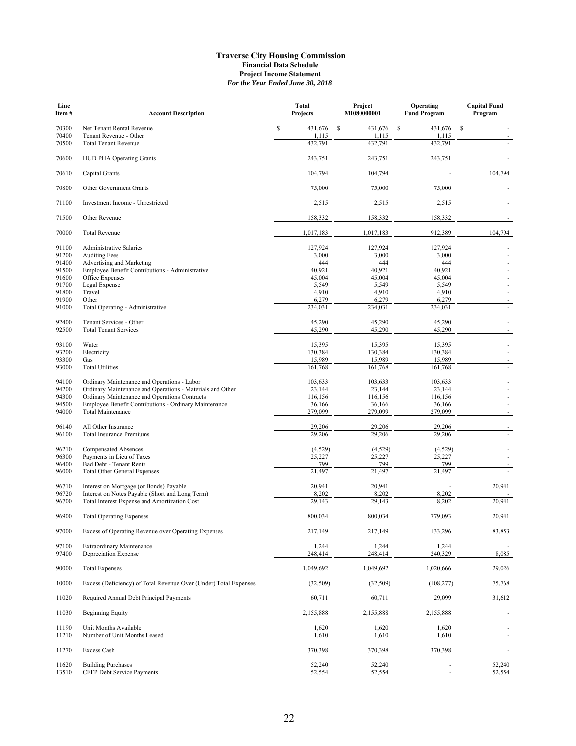# Traverse City Housing Commission

## Financial Data Schedule

### Project Income Statement

*For the Year Ended June 30, 2018*

| Line Item # | Account Description | Total Projects | Project MI080000001 | Operating Fund Program | Capital Fund Program |
|---|---|---|---|---|---|
| 70300 | Net Tenant Rental Revenue | $ 431,676 | $ 431,676 | $ 431,676 | $ - |
| 70400 | Tenant Revenue - Other | 1,115 | 1,115 | 1,115 | - |
| 70500 | Total Tenant Revenue | 432,791 | 432,791 | 432,791 | - |
| 70600 | HUD PHA Operating Grants | 243,751 | 243,751 | 243,751 | - |
| 70610 | Capital Grants | 104,794 | 104,794 | - | 104,794 |
| 70800 | Other Government Grants | 75,000 | 75,000 | 75,000 | - |
| 71100 | Investment Income - Unrestricted | 2,515 | 2,515 | 2,515 | - |
| 71500 | Other Revenue | 158,332 | 158,332 | 158,332 | - |
| 70000 | Total Revenue | 1,017,183 | 1,017,183 | 912,389 | 104,794 |
| 91100 | Administrative Salaries | 127,924 | 127,924 | 127,924 | - |
| 91200 | Auditing Fees | 3,000 | 3,000 | 3,000 | - |
| 91400 | Advertising and Marketing | 444 | 444 | 444 | - |
| 91500 | Employee Benefit Contributions - Administrative | 40,921 | 40,921 | 40,921 | - |
| 91600 | Office Expenses | 45,004 | 45,004 | 45,004 | - |
| 91700 | Legal Expense | 5,549 | 5,549 | 5,549 | - |
| 91800 | Travel | 4,910 | 4,910 | 4,910 | - |
| 91900 | Other | 6,279 | 6,279 | 6,279 | - |
| 91000 | Total Operating - Administrative | 234,031 | 234,031 | 234,031 | - |
| 92400 | Tenant Services - Other | 45,290 | 45,290 | 45,290 | - |
| 92500 | Total Tenant Services | 45,290 | 45,290 | 45,290 | - |
| 93100 | Water | 15,395 | 15,395 | 15,395 | - |
| 93200 | Electricity | 130,384 | 130,384 | 130,384 | - |
| 93300 | Gas | 15,989 | 15,989 | 15,989 | - |
| 93000 | Total Utilities | 161,768 | 161,768 | 161,768 | - |
| 94100 | Ordinary Maintenance and Operations - Labor | 103,633 | 103,633 | 103,633 | - |
| 94200 | Ordinary Maintenance and Operations - Materials and Other | 23,144 | 23,144 | 23,144 | - |
| 94300 | Ordinary Maintenance and Operations Contracts | 116,156 | 116,156 | 116,156 | - |
| 94500 | Employee Benefit Contributions - Ordinary Maintenance | 36,166 | 36,166 | 36,166 | - |
| 94000 | Total Maintenance | 279,099 | 279,099 | 279,099 | - |
| 96140 | All Other Insurance | 29,206 | 29,206 | 29,206 | - |
| 96100 | Total Insurance Premiums | 29,206 | 29,206 | 29,206 | - |
| 96210 | Compensated Absences | (4,529) | (4,529) | (4,529) | - |
| 96300 | Payments in Lieu of Taxes | 25,227 | 25,227 | 25,227 | - |
| 96400 | Bad Debt - Tenant Rents | 799 | 799 | 799 | - |
| 96000 | Total Other General Expenses | 21,497 | 21,497 | 21,497 | - |
| 96710 | Interest on Mortgage (or Bonds) Payable | 20,941 | 20,941 | - | 20,941 |
| 96720 | Interest on Notes Payable (Short and Long Term) | 8,202 | 8,202 | 8,202 | - |
| 96700 | Total Interest Expense and Amortization Cost | 29,143 | 29,143 | 8,202 | 20,941 |
| 96900 | Total Operating Expenses | 800,034 | 800,034 | 779,093 | 20,941 |
| 97000 | Excess of Operating Revenue over Operating Expenses | 217,149 | 217,149 | 133,296 | 83,853 |
| 97100 | Extraordinary Maintenance | 1,244 | 1,244 | 1,244 | - |
| 97400 | Depreciation Expense | 248,414 | 248,414 | 240,329 | 8,085 |
| 90000 | Total Expenses | 1,049,692 | 1,049,692 | 1,020,666 | 29,026 |
| 10000 | Excess (Deficiency) of Total Revenue Over (Under) Total Expenses | (32,509) | (32,509) | (108,277) | 75,768 |
| 11020 | Required Annual Debt Principal Payments | 60,711 | 60,711 | 29,099 | 31,612 |
| 11030 | Beginning Equity | 2,155,888 | 2,155,888 | 2,155,888 | - |
| 11190 | Unit Months Available | 1,620 | 1,620 | 1,620 | - |
| 11210 | Number of Unit Months Leased | 1,610 | 1,610 | 1,610 | - |
| 11270 | Excess Cash | 370,398 | 370,398 | 370,398 | - |
| 11620 | Building Purchases | 52,240 | 52,240 | - | 52,240 |
| 13510 | CFFP Debt Service Payments | 52,554 | 52,554 | - | 52,554 |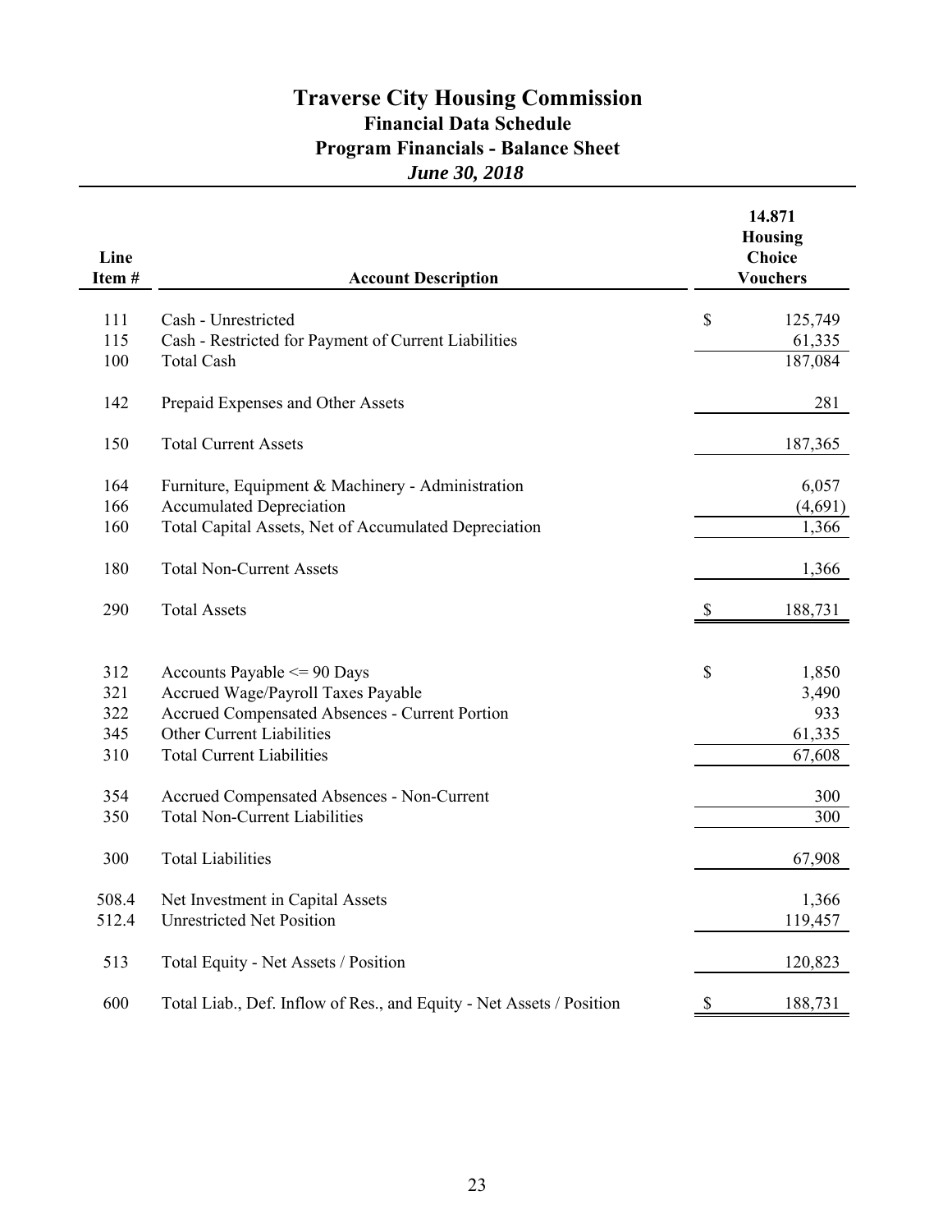# Traverse City Housing Commission

## Financial Data Schedule

## Program Financials - Balance Sheet

### *June 30, 2018*

| Line Item # | Account Description | 14.871 Housing Choice Vouchers |
|---|---|---|
| 111 | Cash - Unrestricted | $ 125,749 |
| 115 | Cash - Restricted for Payment of Current Liabilities | 61,335 |
| 100 | Total Cash | 187,084 |
| 142 | Prepaid Expenses and Other Assets | 281 |
| 150 | Total Current Assets | 187,365 |
| 164 | Furniture, Equipment & Machinery - Administration | 6,057 |
| 166 | Accumulated Depreciation | (4,691) |
| 160 | Total Capital Assets, Net of Accumulated Depreciation | 1,366 |
| 180 | Total Non-Current Assets | 1,366 |
| 290 | Total Assets | $ 188,731 |
| 312 | Accounts Payable <= 90 Days | $ 1,850 |
| 321 | Accrued Wage/Payroll Taxes Payable | 3,490 |
| 322 | Accrued Compensated Absences - Current Portion | 933 |
| 345 | Other Current Liabilities | 61,335 |
| 310 | Total Current Liabilities | 67,608 |
| 354 | Accrued Compensated Absences - Non-Current | 300 |
| 350 | Total Non-Current Liabilities | 300 |
| 300 | Total Liabilities | 67,908 |
| 508.4 | Net Investment in Capital Assets | 1,366 |
| 512.4 | Unrestricted Net Position | 119,457 |
| 513 | Total Equity - Net Assets / Position | 120,823 |
| 600 | Total Liab., Def. Inflow of Res., and Equity - Net Assets / Position | $ 188,731 |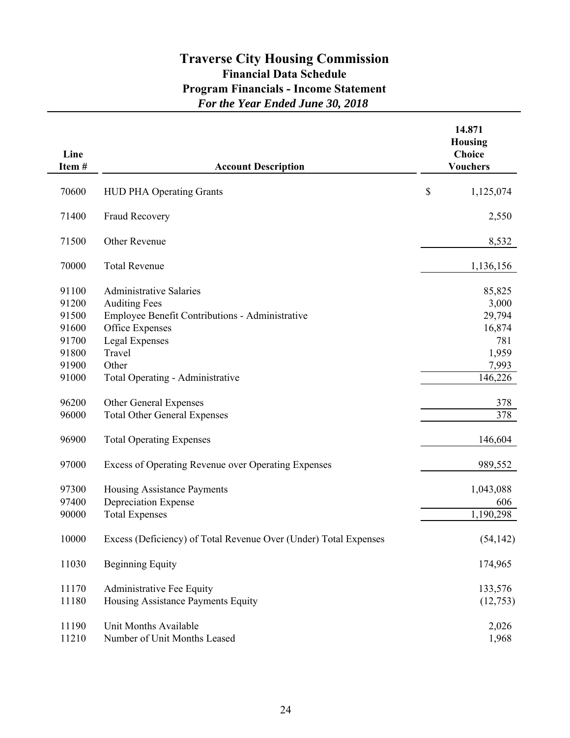# Traverse City Housing Commission

## Financial Data Schedule

## Program Financials - Income Statement

### *For the Year Ended June 30, 2018*

| Line Item # | Account Description | 14.871 Housing Choice Vouchers |
|---|---|---|
| 70600 | HUD PHA Operating Grants | $ 1,125,074 |
| 71400 | Fraud Recovery | 2,550 |
| 71500 | Other Revenue | 8,532 |
| 70000 | Total Revenue | 1,136,156 |
| 91100 | Administrative Salaries | 85,825 |
| 91200 | Auditing Fees | 3,000 |
| 91500 | Employee Benefit Contributions - Administrative | 29,794 |
| 91600 | Office Expenses | 16,874 |
| 91700 | Legal Expenses | 781 |
| 91800 | Travel | 1,959 |
| 91900 | Other | 7,993 |
| 91000 | Total Operating - Administrative | 146,226 |
| 96200 | Other General Expenses | 378 |
| 96000 | Total Other General Expenses | 378 |
| 96900 | Total Operating Expenses | 146,604 |
| 97000 | Excess of Operating Revenue over Operating Expenses | 989,552 |
| 97300 | Housing Assistance Payments | 1,043,088 |
| 97400 | Depreciation Expense | 606 |
| 90000 | Total Expenses | 1,190,298 |
| 10000 | Excess (Deficiency) of Total Revenue Over (Under) Total Expenses | (54,142) |
| 11030 | Beginning Equity | 174,965 |
| 11170 | Administrative Fee Equity | 133,576 |
| 11180 | Housing Assistance Payments Equity | (12,753) |
| 11190 | Unit Months Available | 2,026 |
| 11210 | Number of Unit Months Leased | 1,968 |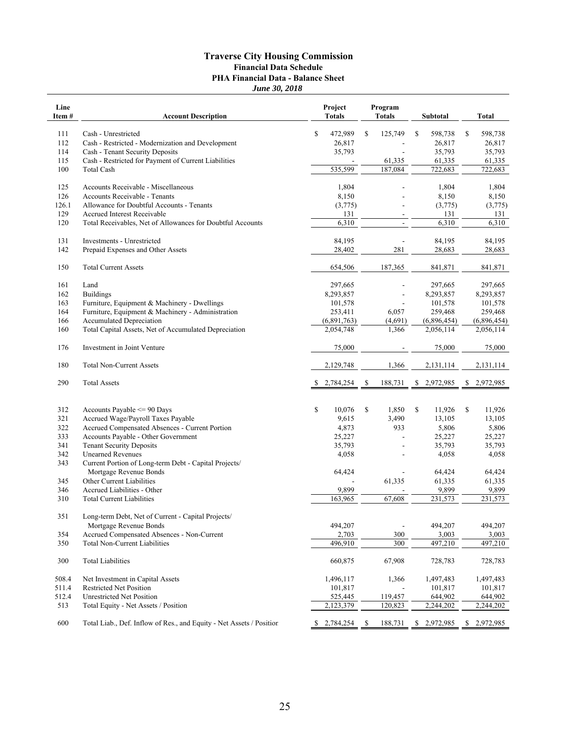# Traverse City Housing Commission

## Financial Data Schedule

### PHA Financial Data - Balance Sheet

*June 30, 2018*

| Line Item # | Account Description | Project Totals | Program Totals | Subtotal | Total |
|---|---|---|---|---|---|
| 111 | Cash - Unrestricted | $ 472,989 | $ 125,749 | $ 598,738 | $ 598,738 |
| 112 | Cash - Restricted - Modernization and Development | 26,817 | - | 26,817 | 26,817 |
| 114 | Cash - Tenant Security Deposits | 35,793 | - | 35,793 | 35,793 |
| 115 | Cash - Restricted for Payment of Current Liabilities | - | 61,335 | 61,335 | 61,335 |
| 100 | Total Cash | 535,599 | 187,084 | 722,683 | 722,683 |
| | | | | | |
| 125 | Accounts Receivable - Miscellaneous | 1,804 | - | 1,804 | 1,804 |
| 126 | Accounts Receivable - Tenants | 8,150 | - | 8,150 | 8,150 |
| 126.1 | Allowance for Doubtful Accounts - Tenants | (3,775) | - | (3,775) | (3,775) |
| 129 | Accrued Interest Receivable | 131 | - | 131 | 131 |
| 120 | Total Receivables, Net of Allowances for Doubtful Accounts | 6,310 | - | 6,310 | 6,310 |
| | | | | | |
| 131 | Investments - Unrestricted | 84,195 | - | 84,195 | 84,195 |
| 142 | Prepaid Expenses and Other Assets | 28,402 | 281 | 28,683 | 28,683 |
| | | | | | |
| 150 | Total Current Assets | 654,506 | 187,365 | 841,871 | 841,871 |
| | | | | | |
| 161 | Land | 297,665 | - | 297,665 | 297,665 |
| 162 | Buildings | 8,293,857 | - | 8,293,857 | 8,293,857 |
| 163 | Furniture, Equipment & Machinery - Dwellings | 101,578 | - | 101,578 | 101,578 |
| 164 | Furniture, Equipment & Machinery - Administration | 253,411 | 6,057 | 259,468 | 259,468 |
| 166 | Accumulated Depreciation | (6,891,763) | (4,691) | (6,896,454) | (6,896,454) |
| 160 | Total Capital Assets, Net of Accumulated Depreciation | 2,054,748 | 1,366 | 2,056,114 | 2,056,114 |
| | | | | | |
| 176 | Investment in Joint Venture | 75,000 | - | 75,000 | 75,000 |
| | | | | | |
| 180 | Total Non-Current Assets | 2,129,748 | 1,366 | 2,131,114 | 2,131,114 |
| | | | | | |
| 290 | Total Assets | $ 2,784,254 | $ 188,731 | $ 2,972,985 | $ 2,972,985 |
| | | | | | |
| 312 | Accounts Payable <= 90 Days | $ 10,076 | $ 1,850 | $ 11,926 | $ 11,926 |
| 321 | Accrued Wage/Payroll Taxes Payable | 9,615 | 3,490 | 13,105 | 13,105 |
| 322 | Accrued Compensated Absences - Current Portion | 4,873 | 933 | 5,806 | 5,806 |
| 333 | Accounts Payable - Other Government | 25,227 | - | 25,227 | 25,227 |
| 341 | Tenant Security Deposits | 35,793 | - | 35,793 | 35,793 |
| 342 | Unearned Revenues | 4,058 | - | 4,058 | 4,058 |
| 343 | Current Portion of Long-term Debt - Capital Projects/ Mortgage Revenue Bonds | 64,424 | - | 64,424 | 64,424 |
| 345 | Other Current Liabilities | - | 61,335 | 61,335 | 61,335 |
| 346 | Accrued Liabilities - Other | 9,899 | - | 9,899 | 9,899 |
| 310 | Total Current Liabilities | 163,965 | 67,608 | 231,573 | 231,573 |
| | | | | | |
| 351 | Long-term Debt, Net of Current - Capital Projects/ Mortgage Revenue Bonds | 494,207 | - | 494,207 | 494,207 |
| 354 | Accrued Compensated Absences - Non-Current | 2,703 | 300 | 3,003 | 3,003 |
| 350 | Total Non-Current Liabilities | 496,910 | 300 | 497,210 | 497,210 |
| | | | | | |
| 300 | Total Liabilities | 660,875 | 67,908 | 728,783 | 728,783 |
| | | | | | |
| 508.4 | Net Investment in Capital Assets | 1,496,117 | 1,366 | 1,497,483 | 1,497,483 |
| 511.4 | Restricted Net Position | 101,817 | - | 101,817 | 101,817 |
| 512.4 | Unrestricted Net Position | 525,445 | 119,457 | 644,902 | 644,902 |
| 513 | Total Equity - Net Assets / Position | 2,123,379 | 120,823 | 2,244,202 | 2,244,202 |
| | | | | | |
| 600 | Total Liab., Def. Inflow of Res., and Equity - Net Assets / Position | $ 2,784,254 | $ 188,731 | $ 2,972,985 | $ 2,972,985 |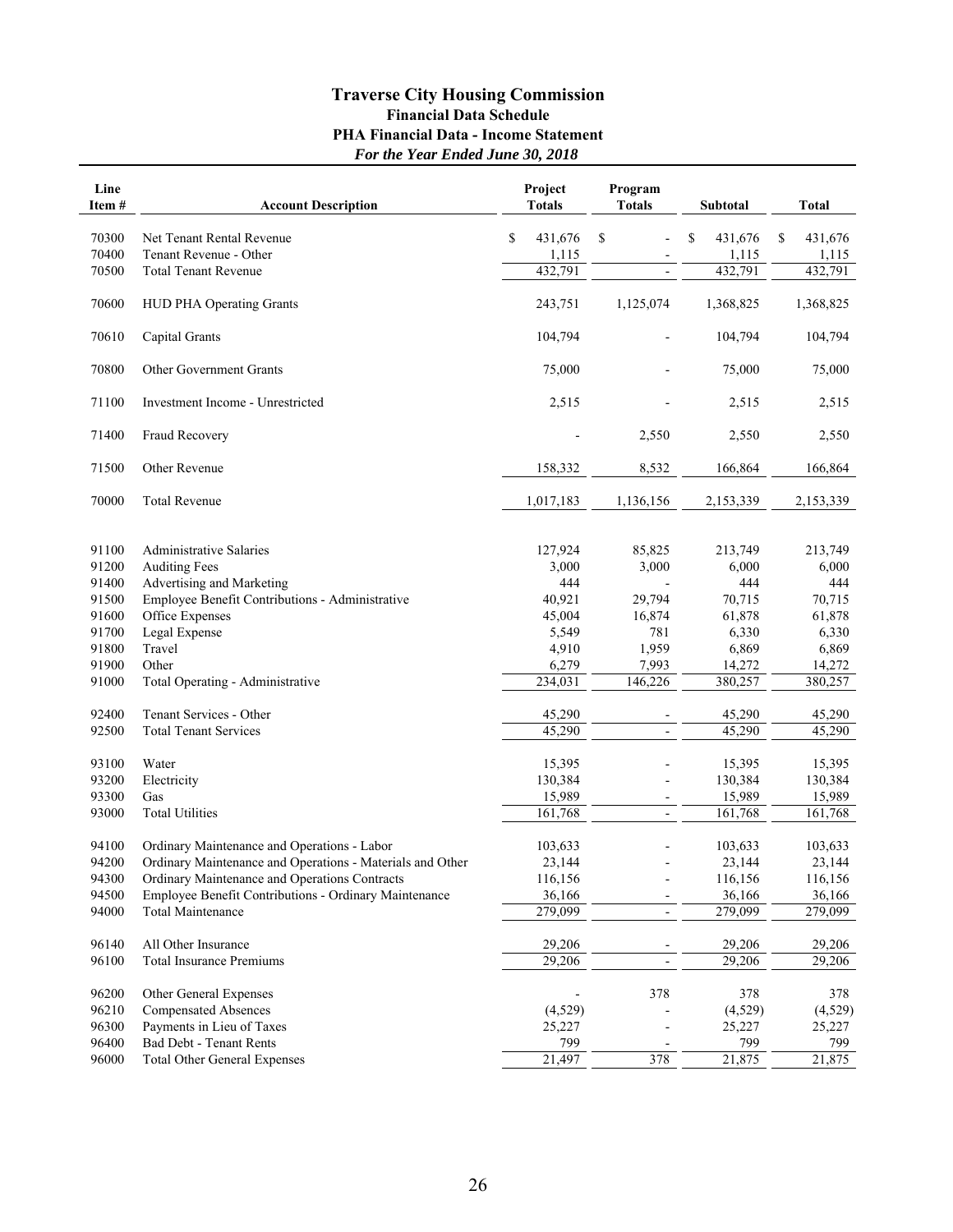# Traverse City Housing Commission

## Financial Data Schedule

### PHA Financial Data - Income Statement

***For the Year Ended June 30, 2018***

| Line Item # | Account Description | Project Totals | Program Totals | Subtotal | Total |
|---|---|---|---|---|---|
| 70300 | Net Tenant Rental Revenue | $ 431,676 | $ - | $ 431,676 | $ 431,676 |
| 70400 | Tenant Revenue - Other | 1,115 | - | 1,115 | 1,115 |
| 70500 | Total Tenant Revenue | 432,791 | - | 432,791 | 432,791 |
| 70600 | HUD PHA Operating Grants | 243,751 | 1,125,074 | 1,368,825 | 1,368,825 |
| 70610 | Capital Grants | 104,794 | - | 104,794 | 104,794 |
| 70800 | Other Government Grants | 75,000 | - | 75,000 | 75,000 |
| 71100 | Investment Income - Unrestricted | 2,515 | - | 2,515 | 2,515 |
| 71400 | Fraud Recovery | - | 2,550 | 2,550 | 2,550 |
| 71500 | Other Revenue | 158,332 | 8,532 | 166,864 | 166,864 |
| 70000 | Total Revenue | 1,017,183 | 1,136,156 | 2,153,339 | 2,153,339 |
| 91100 | Administrative Salaries | 127,924 | 85,825 | 213,749 | 213,749 |
| 91200 | Auditing Fees | 3,000 | 3,000 | 6,000 | 6,000 |
| 91400 | Advertising and Marketing | 444 | - | 444 | 444 |
| 91500 | Employee Benefit Contributions - Administrative | 40,921 | 29,794 | 70,715 | 70,715 |
| 91600 | Office Expenses | 45,004 | 16,874 | 61,878 | 61,878 |
| 91700 | Legal Expense | 5,549 | 781 | 6,330 | 6,330 |
| 91800 | Travel | 4,910 | 1,959 | 6,869 | 6,869 |
| 91900 | Other | 6,279 | 7,993 | 14,272 | 14,272 |
| 91000 | Total Operating - Administrative | 234,031 | 146,226 | 380,257 | 380,257 |
| 92400 | Tenant Services - Other | 45,290 | - | 45,290 | 45,290 |
| 92500 | Total Tenant Services | 45,290 | - | 45,290 | 45,290 |
| 93100 | Water | 15,395 | - | 15,395 | 15,395 |
| 93200 | Electricity | 130,384 | - | 130,384 | 130,384 |
| 93300 | Gas | 15,989 | - | 15,989 | 15,989 |
| 93000 | Total Utilities | 161,768 | - | 161,768 | 161,768 |
| 94100 | Ordinary Maintenance and Operations - Labor | 103,633 | - | 103,633 | 103,633 |
| 94200 | Ordinary Maintenance and Operations - Materials and Other | 23,144 | - | 23,144 | 23,144 |
| 94300 | Ordinary Maintenance and Operations Contracts | 116,156 | - | 116,156 | 116,156 |
| 94500 | Employee Benefit Contributions - Ordinary Maintenance | 36,166 | - | 36,166 | 36,166 |
| 94000 | Total Maintenance | 279,099 | - | 279,099 | 279,099 |
| 96140 | All Other Insurance | 29,206 | - | 29,206 | 29,206 |
| 96100 | Total Insurance Premiums | 29,206 | - | 29,206 | 29,206 |
| 96200 | Other General Expenses | - | 378 | 378 | 378 |
| 96210 | Compensated Absences | (4,529) | - | (4,529) | (4,529) |
| 96300 | Payments in Lieu of Taxes | 25,227 | - | 25,227 | 25,227 |
| 96400 | Bad Debt - Tenant Rents | 799 | - | 799 | 799 |
| 96000 | Total Other General Expenses | 21,497 | 378 | 21,875 | 21,875 |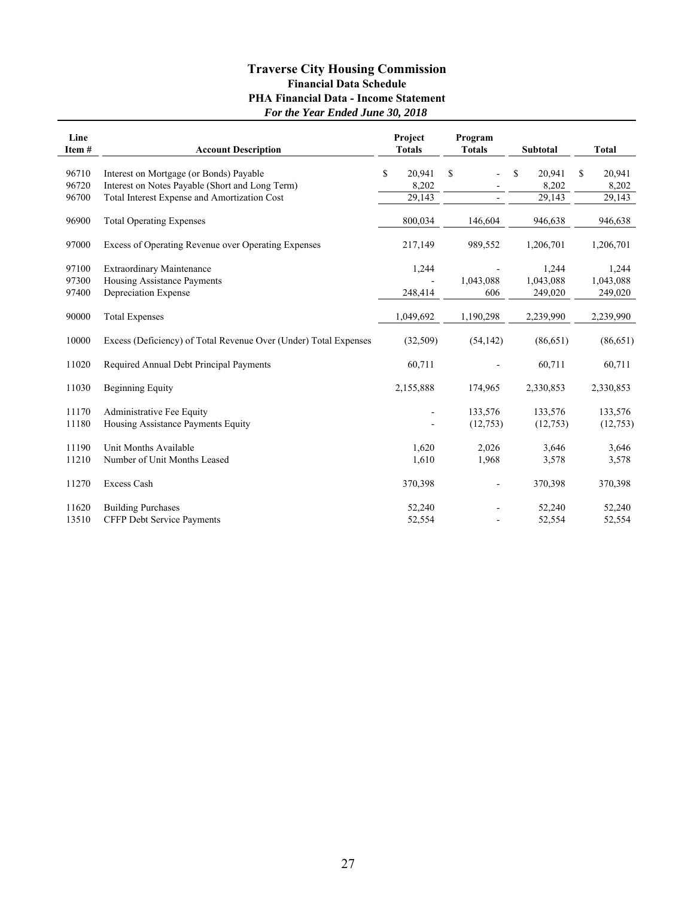# Traverse City Housing Commission

## Financial Data Schedule

### PHA Financial Data - Income Statement

***For the Year Ended June 30, 2018***

| Line Item # | Account Description | Project Totals | Program Totals | Subtotal | Total |
|---|---|---|---|---|---|
| 96710 | Interest on Mortgage (or Bonds) Payable | $ 20,941 | $ - | $ 20,941 | $ 20,941 |
| 96720 | Interest on Notes Payable (Short and Long Term) | 8,202 | - | 8,202 | 8,202 |
| 96700 | Total Interest Expense and Amortization Cost | 29,143 | - | 29,143 | 29,143 |
| 96900 | Total Operating Expenses | 800,034 | 146,604 | 946,638 | 946,638 |
| 97000 | Excess of Operating Revenue over Operating Expenses | 217,149 | 989,552 | 1,206,701 | 1,206,701 |
| 97100 | Extraordinary Maintenance | 1,244 | - | 1,244 | 1,244 |
| 97300 | Housing Assistance Payments | - | 1,043,088 | 1,043,088 | 1,043,088 |
| 97400 | Depreciation Expense | 248,414 | 606 | 249,020 | 249,020 |
| 90000 | Total Expenses | 1,049,692 | 1,190,298 | 2,239,990 | 2,239,990 |
| 10000 | Excess (Deficiency) of Total Revenue Over (Under) Total Expenses | (32,509) | (54,142) | (86,651) | (86,651) |
| 11020 | Required Annual Debt Principal Payments | 60,711 | - | 60,711 | 60,711 |
| 11030 | Beginning Equity | 2,155,888 | 174,965 | 2,330,853 | 2,330,853 |
| 11170 | Administrative Fee Equity | - | 133,576 | 133,576 | 133,576 |
| 11180 | Housing Assistance Payments Equity | - | (12,753) | (12,753) | (12,753) |
| 11190 | Unit Months Available | 1,620 | 2,026 | 3,646 | 3,646 |
| 11210 | Number of Unit Months Leased | 1,610 | 1,968 | 3,578 | 3,578 |
| 11270 | Excess Cash | 370,398 | - | 370,398 | 370,398 |
| 11620 | Building Purchases | 52,240 | - | 52,240 | 52,240 |
| 13510 | CFFP Debt Service Payments | 52,554 | - | 52,554 | 52,554 |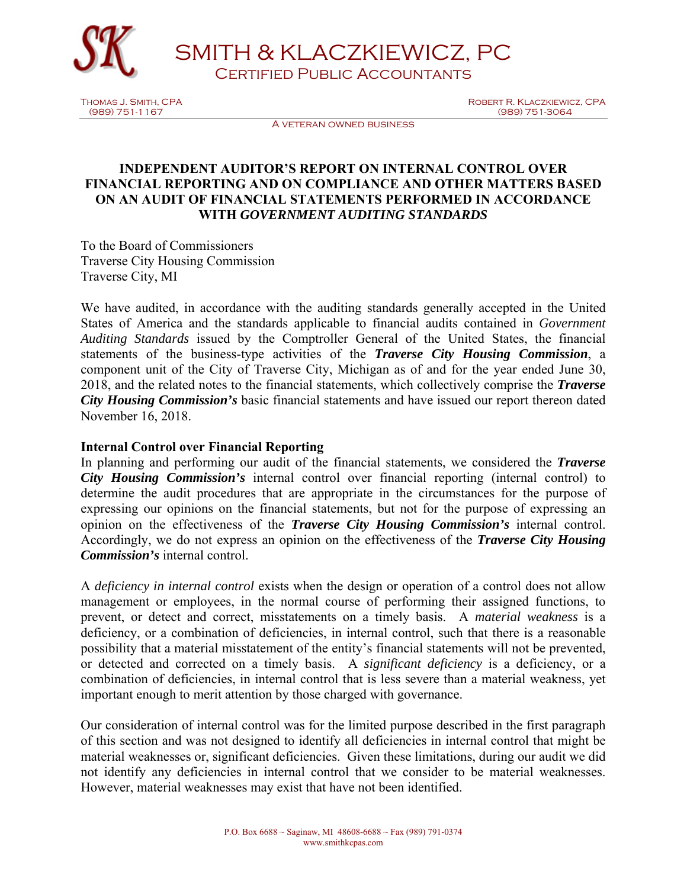SMITH & KLACZKIEWICZ, PC

CERTIFIED PUBLIC ACCOUNTANTS

THOMAS J. SMITH, CPA
(989) 751-1167

ROBERT R. KLACZKIEWICZ, CPA
(989) 751-3064

A VETERAN OWNED BUSINESS

# INDEPENDENT AUDITOR'S REPORT ON INTERNAL CONTROL OVER FINANCIAL REPORTING AND ON COMPLIANCE AND OTHER MATTERS BASED ON AN AUDIT OF FINANCIAL STATEMENTS PERFORMED IN ACCORDANCE WITH *GOVERNMENT AUDITING STANDARDS*

To the Board of Commissioners
Traverse City Housing Commission
Traverse City, MI

We have audited, in accordance with the auditing standards generally accepted in the United States of America and the standards applicable to financial audits contained in *Government Auditing Standards* issued by the Comptroller General of the United States, the financial statements of the business-type activities of the ***Traverse City Housing Commission***, a component unit of the City of Traverse City, Michigan as of and for the year ended June 30, 2018, and the related notes to the financial statements, which collectively comprise the ***Traverse City Housing Commission's*** basic financial statements and have issued our report thereon dated November 16, 2018.

**Internal Control over Financial Reporting**

In planning and performing our audit of the financial statements, we considered the ***Traverse City Housing Commission's*** internal control over financial reporting (internal control) to determine the audit procedures that are appropriate in the circumstances for the purpose of expressing our opinions on the financial statements, but not for the purpose of expressing an opinion on the effectiveness of the ***Traverse City Housing Commission's*** internal control. Accordingly, we do not express an opinion on the effectiveness of the ***Traverse City Housing Commission's*** internal control.

A *deficiency in internal control* exists when the design or operation of a control does not allow management or employees, in the normal course of performing their assigned functions, to prevent, or detect and correct, misstatements on a timely basis. A *material weakness* is a deficiency, or a combination of deficiencies, in internal control, such that there is a reasonable possibility that a material misstatement of the entity's financial statements will not be prevented, or detected and corrected on a timely basis. A *significant deficiency* is a deficiency, or a combination of deficiencies, in internal control that is less severe than a material weakness, yet important enough to merit attention by those charged with governance.

Our consideration of internal control was for the limited purpose described in the first paragraph of this section and was not designed to identify all deficiencies in internal control that might be material weaknesses or, significant deficiencies. Given these limitations, during our audit we did not identify any deficiencies in internal control that we consider to be material weaknesses. However, material weaknesses may exist that have not been identified.

P.O. Box 6688 ~ Saginaw, MI 48608-6688 ~ Fax (989) 791-0374
www.smithkcpas.com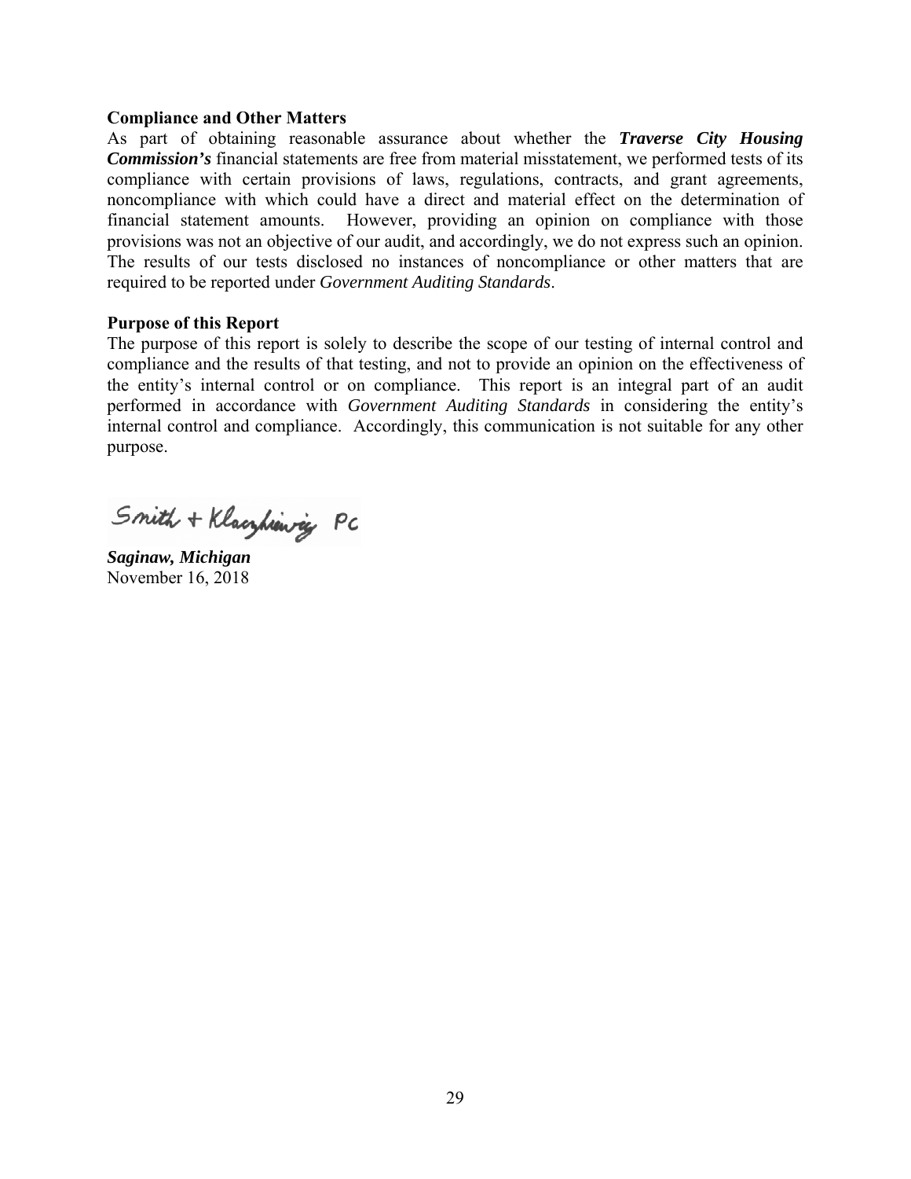**Compliance and Other Matters**

As part of obtaining reasonable assurance about whether the ***Traverse City Housing Commission's*** financial statements are free from material misstatement, we performed tests of its compliance with certain provisions of laws, regulations, contracts, and grant agreements, noncompliance with which could have a direct and material effect on the determination of financial statement amounts. However, providing an opinion on compliance with those provisions was not an objective of our audit, and accordingly, we do not express such an opinion. The results of our tests disclosed no instances of noncompliance or other matters that are required to be reported under *Government Auditing Standards*.

**Purpose of this Report**

The purpose of this report is solely to describe the scope of our testing of internal control and compliance and the results of that testing, and not to provide an opinion on the effectiveness of the entity's internal control or on compliance. This report is an integral part of an audit performed in accordance with *Government Auditing Standards* in considering the entity's internal control and compliance. Accordingly, this communication is not suitable for any other purpose.

Smith + Klaczkiewicz PC

***Saginaw, Michigan***
November 16, 2018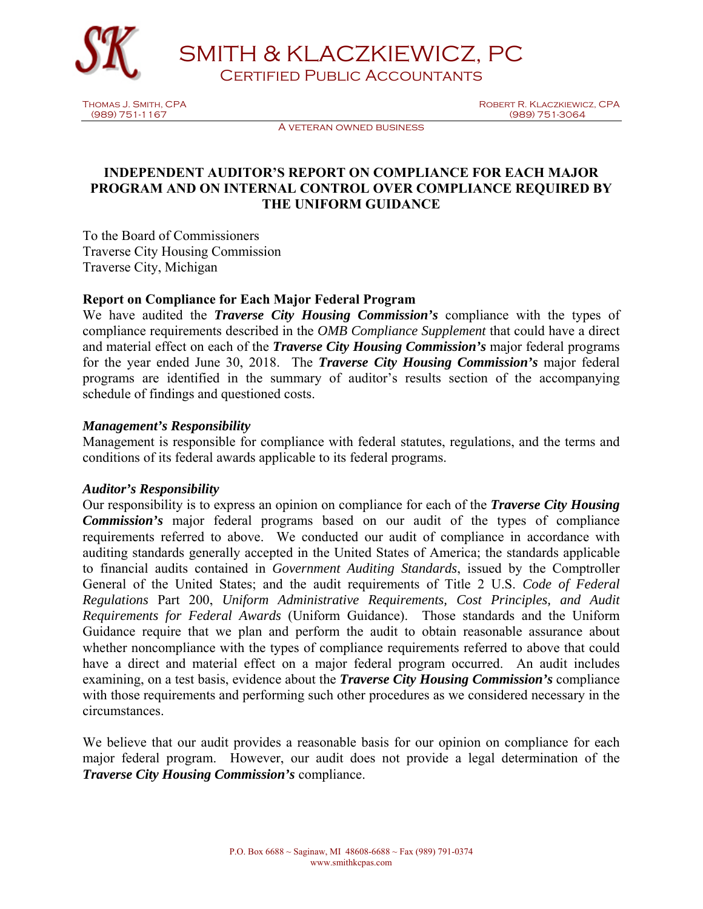# SMITH & KLACZKIEWICZ, PC
## Certified Public Accountants

Thomas J. Smith, CPA
(989) 751-1167

Robert R. Klaczkiewicz, CPA
(989) 751-3064

A veteran owned business

## INDEPENDENT AUDITOR'S REPORT ON COMPLIANCE FOR EACH MAJOR PROGRAM AND ON INTERNAL CONTROL OVER COMPLIANCE REQUIRED BY THE UNIFORM GUIDANCE

To the Board of Commissioners
Traverse City Housing Commission
Traverse City, Michigan

### Report on Compliance for Each Major Federal Program

We have audited the ***Traverse City Housing Commission's*** compliance with the types of compliance requirements described in the *OMB Compliance Supplement* that could have a direct and material effect on each of the ***Traverse City Housing Commission's*** major federal programs for the year ended June 30, 2018. The ***Traverse City Housing Commission's*** major federal programs are identified in the summary of auditor's results section of the accompanying schedule of findings and questioned costs.

#### *Management's Responsibility*

Management is responsible for compliance with federal statutes, regulations, and the terms and conditions of its federal awards applicable to its federal programs.

#### *Auditor's Responsibility*

Our responsibility is to express an opinion on compliance for each of the ***Traverse City Housing Commission's*** major federal programs based on our audit of the types of compliance requirements referred to above. We conducted our audit of compliance in accordance with auditing standards generally accepted in the United States of America; the standards applicable to financial audits contained in *Government Auditing Standards*, issued by the Comptroller General of the United States; and the audit requirements of Title 2 U.S. *Code of Federal Regulations* Part 200, *Uniform Administrative Requirements, Cost Principles, and Audit Requirements for Federal Awards* (Uniform Guidance). Those standards and the Uniform Guidance require that we plan and perform the audit to obtain reasonable assurance about whether noncompliance with the types of compliance requirements referred to above that could have a direct and material effect on a major federal program occurred. An audit includes examining, on a test basis, evidence about the ***Traverse City Housing Commission's*** compliance with those requirements and performing such other procedures as we considered necessary in the circumstances.

We believe that our audit provides a reasonable basis for our opinion on compliance for each major federal program. However, our audit does not provide a legal determination of the ***Traverse City Housing Commission's*** compliance.

P.O. Box 6688 ~ Saginaw, MI 48608-6688 ~ Fax (989) 791-0374
www.smithkcpas.com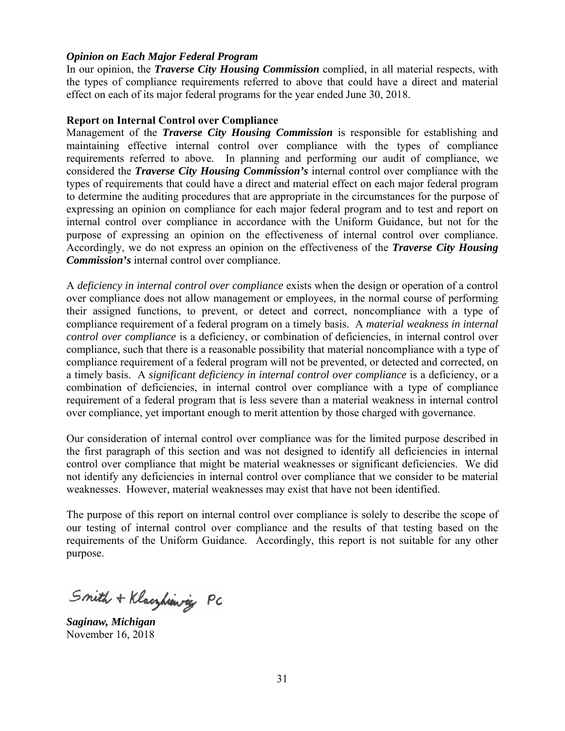***Opinion on Each Major Federal Program***

In our opinion, the ***Traverse City Housing Commission*** complied, in all material respects, with the types of compliance requirements referred to above that could have a direct and material effect on each of its major federal programs for the year ended June 30, 2018.

**Report on Internal Control over Compliance**

Management of the ***Traverse City Housing Commission*** is responsible for establishing and maintaining effective internal control over compliance with the types of compliance requirements referred to above. In planning and performing our audit of compliance, we considered the ***Traverse City Housing Commission's*** internal control over compliance with the types of requirements that could have a direct and material effect on each major federal program to determine the auditing procedures that are appropriate in the circumstances for the purpose of expressing an opinion on compliance for each major federal program and to test and report on internal control over compliance in accordance with the Uniform Guidance, but not for the purpose of expressing an opinion on the effectiveness of internal control over compliance. Accordingly, we do not express an opinion on the effectiveness of the ***Traverse City Housing Commission's*** internal control over compliance.

A *deficiency in internal control over compliance* exists when the design or operation of a control over compliance does not allow management or employees, in the normal course of performing their assigned functions, to prevent, or detect and correct, noncompliance with a type of compliance requirement of a federal program on a timely basis. A *material weakness in internal control over compliance* is a deficiency, or combination of deficiencies, in internal control over compliance, such that there is a reasonable possibility that material noncompliance with a type of compliance requirement of a federal program will not be prevented, or detected and corrected, on a timely basis. A *significant deficiency in internal control over compliance* is a deficiency, or a combination of deficiencies, in internal control over compliance with a type of compliance requirement of a federal program that is less severe than a material weakness in internal control over compliance, yet important enough to merit attention by those charged with governance.

Our consideration of internal control over compliance was for the limited purpose described in the first paragraph of this section and was not designed to identify all deficiencies in internal control over compliance that might be material weaknesses or significant deficiencies. We did not identify any deficiencies in internal control over compliance that we consider to be material weaknesses. However, material weaknesses may exist that have not been identified.

The purpose of this report on internal control over compliance is solely to describe the scope of our testing of internal control over compliance and the results of that testing based on the requirements of the Uniform Guidance. Accordingly, this report is not suitable for any other purpose.

Smith + Klaczkiewicz PC

***Saginaw, Michigan***
November 16, 2018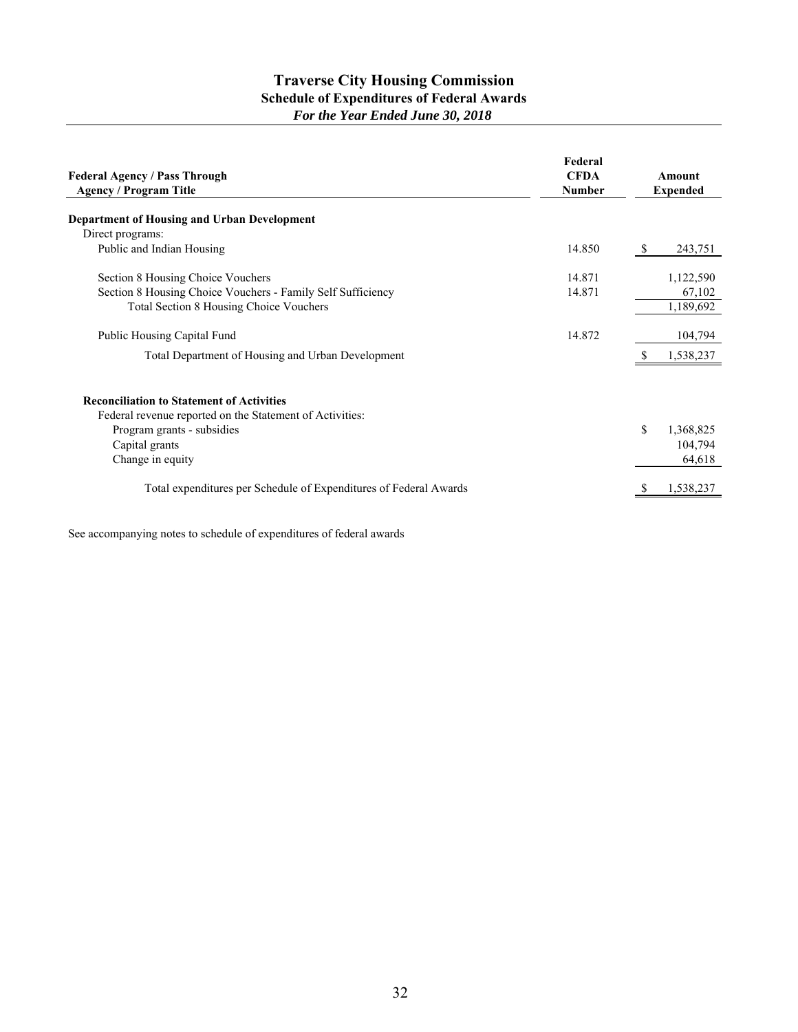# Traverse City Housing Commission

## Schedule of Expenditures of Federal Awards

### *For the Year Ended June 30, 2018*

| Federal Agency / Pass Through Agency / Program Title | Federal CFDA Number | Amount Expended |
|---|---|---|
| **Department of Housing and Urban Development** | | |
| Direct programs: | | |
| Public and Indian Housing | 14.850 | $ 243,751 |
| Section 8 Housing Choice Vouchers | 14.871 | 1,122,590 |
| Section 8 Housing Choice Vouchers - Family Self Sufficiency | 14.871 | 67,102 |
| Total Section 8 Housing Choice Vouchers | | 1,189,692 |
| Public Housing Capital Fund | 14.872 | 104,794 |
| Total Department of Housing and Urban Development | | $ 1,538,237 |
| **Reconciliation to Statement of Activities** | | |
| Federal revenue reported on the Statement of Activities: | | |
| Program grants - subsidies | | $ 1,368,825 |
| Capital grants | | 104,794 |
| Change in equity | | 64,618 |
| Total expenditures per Schedule of Expenditures of Federal Awards | | $ 1,538,237 |

See accompanying notes to schedule of expenditures of federal awards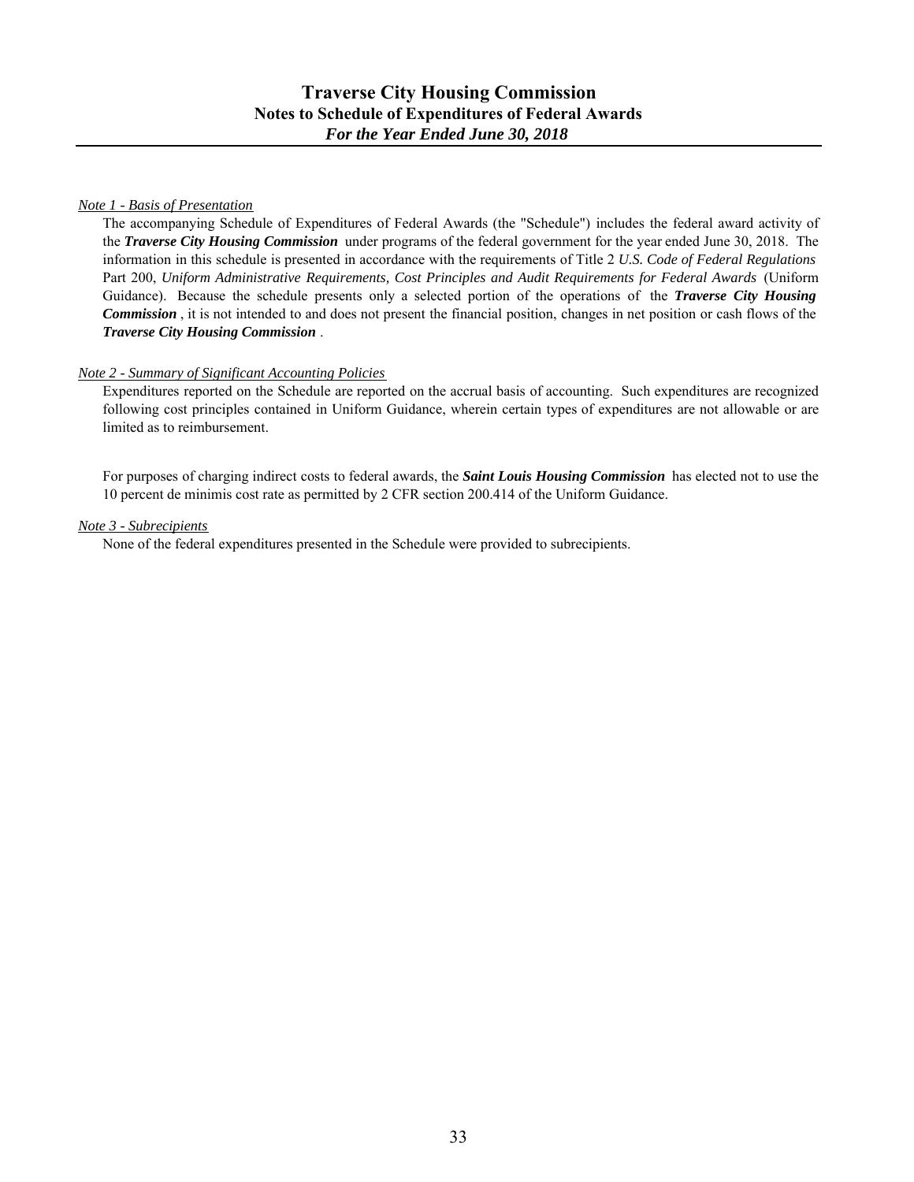# Traverse City Housing Commission

## Notes to Schedule of Expenditures of Federal Awards

### *For the Year Ended June 30, 2018*

*Note 1 - Basis of Presentation*

The accompanying Schedule of Expenditures of Federal Awards (the "Schedule") includes the federal award activity of the ***Traverse City Housing Commission*** under programs of the federal government for the year ended June 30, 2018. The information in this schedule is presented in accordance with the requirements of Title 2 *U.S. Code of Federal Regulations* Part 200, *Uniform Administrative Requirements, Cost Principles and Audit Requirements for Federal Awards* (Uniform Guidance). Because the schedule presents only a selected portion of the operations of the ***Traverse City Housing Commission***, it is not intended to and does not present the financial position, changes in net position or cash flows of the ***Traverse City Housing Commission***.

*Note 2 - Summary of Significant Accounting Policies*

Expenditures reported on the Schedule are reported on the accrual basis of accounting. Such expenditures are recognized following cost principles contained in Uniform Guidance, wherein certain types of expenditures are not allowable or are limited as to reimbursement.

For purposes of charging indirect costs to federal awards, the ***Saint Louis Housing Commission*** has elected not to use the 10 percent de minimis cost rate as permitted by 2 CFR section 200.414 of the Uniform Guidance.

*Note 3 - Subrecipients*

None of the federal expenditures presented in the Schedule were provided to subrecipients.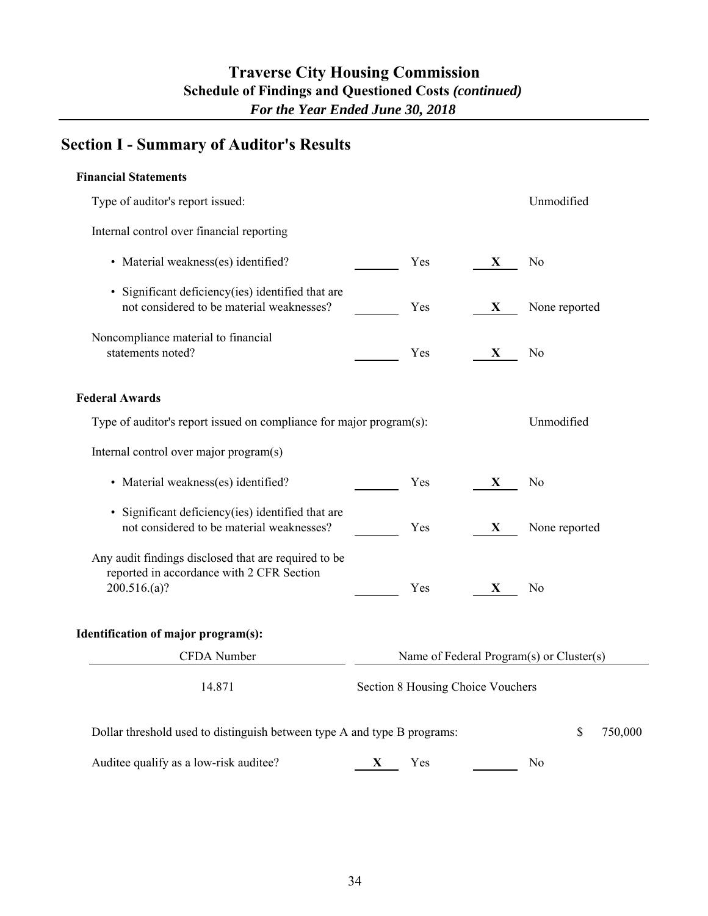# Traverse City Housing Commission

## Schedule of Findings and Questioned Costs *(continued)*

***For the Year Ended June 30, 2018***

## Section I - Summary of Auditor's Results

**Financial Statements**

Type of auditor's report issued: Unmodified

Internal control over financial reporting

| | | | | |
|---|---|---|---|---|
| • Material weakness(es) identified? | ____ | Yes | X | No |
| • Significant deficiency(ies) identified that are not considered to be material weaknesses? | ____ | Yes | X | None reported |
| Noncompliance material to financial statements noted? | ____ | Yes | X | No |

**Federal Awards**

Type of auditor's report issued on compliance for major program(s): Unmodified

Internal control over major program(s)

| | | | | |
|---|---|---|---|---|
| • Material weakness(es) identified? | ____ | Yes | X | No |
| • Significant deficiency(ies) identified that are not considered to be material weaknesses? | ____ | Yes | X | None reported |
| Any audit findings disclosed that are required to be reported in accordance with 2 CFR Section 200.516.(a)? | ____ | Yes | X | No |

**Identification of major program(s):**

| CFDA Number | Name of Federal Program(s) or Cluster(s) |
|---|---|
| 14.871 | Section 8 Housing Choice Vouchers |

Dollar threshold used to distinguish between type A and type B programs: $ 750,000

| | | | | |
|---|---|---|---|---|
| Auditee qualify as a low-risk auditee? | X | Yes | ____ | No |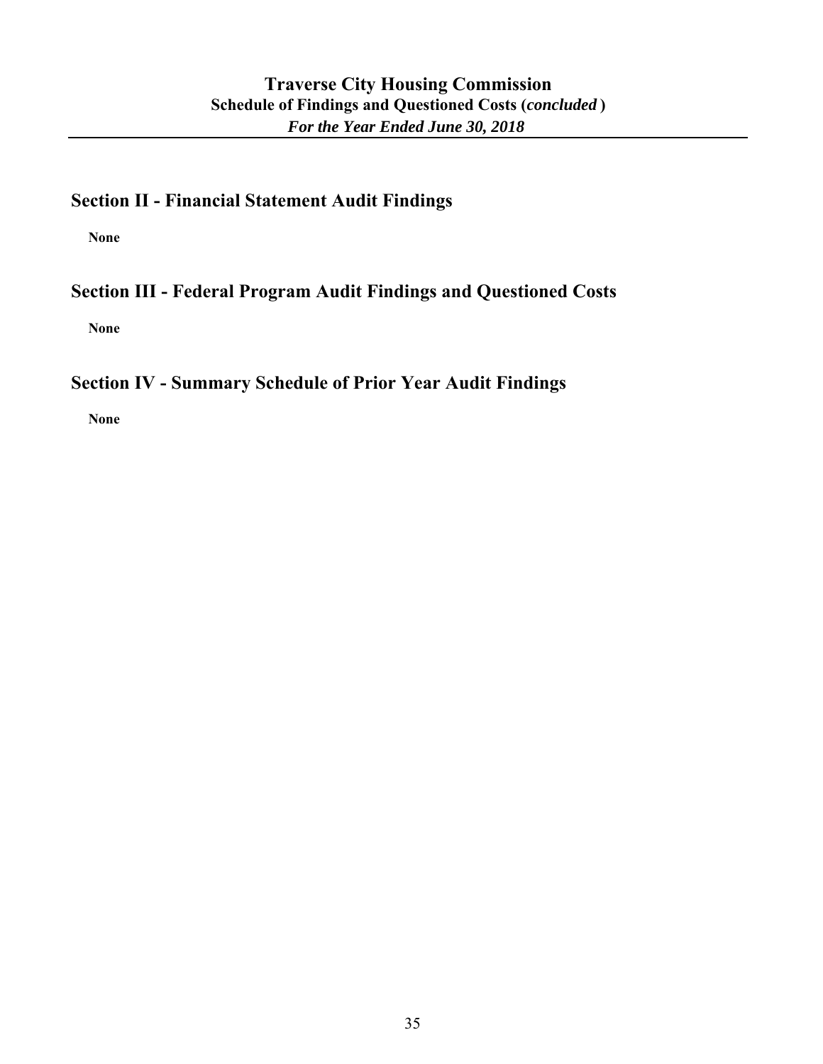# Traverse City Housing Commission

**Schedule of Findings and Questioned Costs (*concluded*)**

***For the Year Ended June 30, 2018***

## Section II - Financial Statement Audit Findings

**None**

## Section III - Federal Program Audit Findings and Questioned Costs

**None**

## Section IV - Summary Schedule of Prior Year Audit Findings

**None**